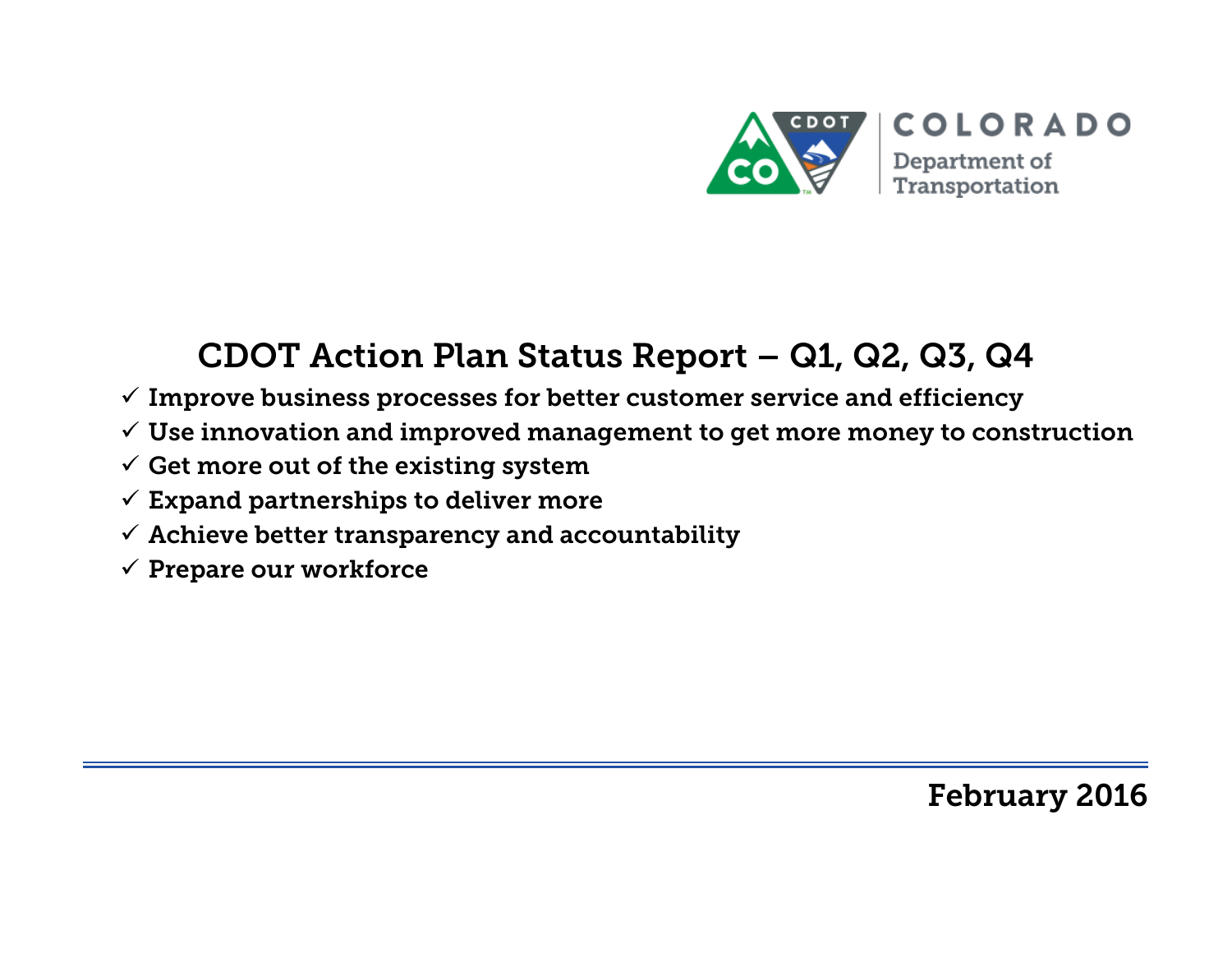COLORADO
Department of Transportation

# CDOT Action Plan Status Report – Q1, Q2, Q3, Q4

- ✓ **Improve business processes for better customer service and efficiency**
- ✓ **Use innovation and improved management to get more money to construction**
- ✓ **Get more out of the existing system**
- ✓ **Expand partnerships to deliver more**
- ✓ **Achieve better transparency and accountability**
- ✓ **Prepare our workforce**

**February 2016**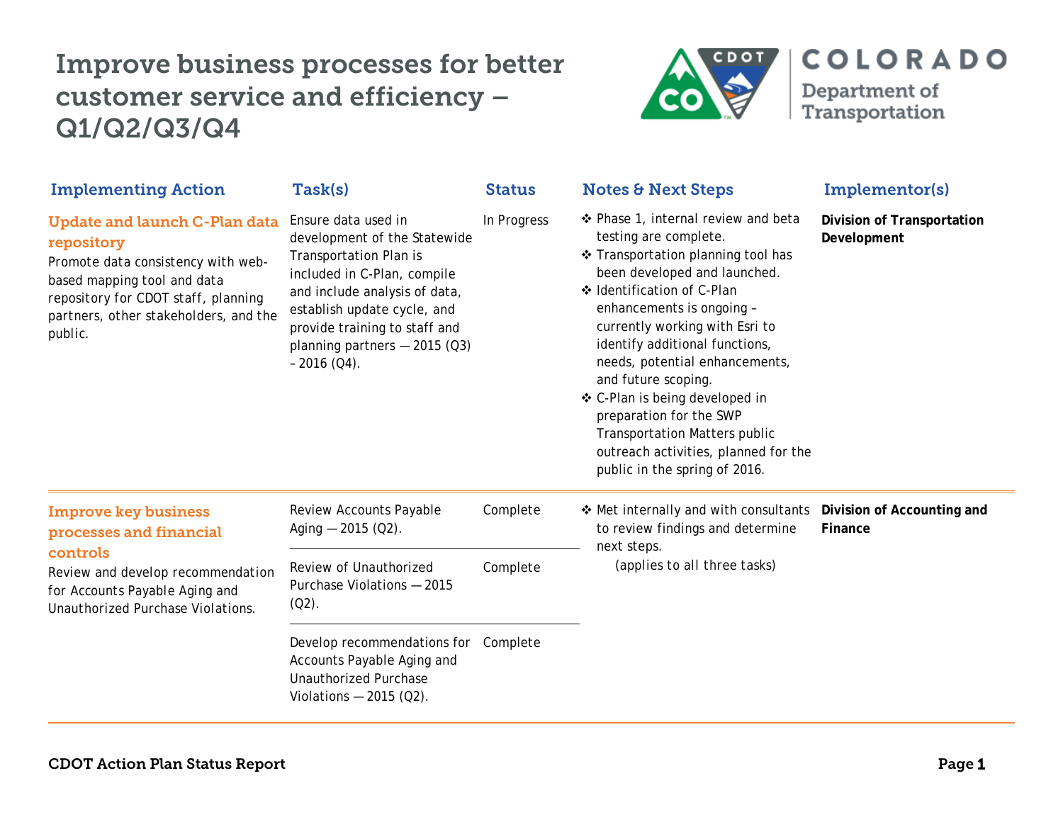# Improve business processes for better customer service and efficiency – Q1/Q2/Q3/Q4

| Implementing Action | Task(s) | Status | Notes & Next Steps | Implementor(s) |
|---|---|---|---|---|
| **Update and launch C-Plan data repository**<br>Promote data consistency with web-based mapping tool and data repository for CDOT staff, planning partners, other stakeholders, and the public. | Ensure data used in development of the Statewide Transportation Plan is included in C-Plan, compile and include analysis of data, establish update cycle, and provide training to staff and planning partners — 2015 (Q3) – 2016 (Q4). | In Progress | ❖ Phase 1, internal review and beta testing are complete.<br>❖ Transportation planning tool has been developed and launched.<br>❖ Identification of C-Plan enhancements is ongoing – currently working with Esri to identify additional functions, needs, potential enhancements, and future scoping.<br>❖ C-Plan is being developed in preparation for the SWP Transportation Matters public outreach activities, planned for the public in the spring of 2016. | **Division of Transportation Development** |
| **Improve key business processes and financial controls**<br>Review and develop recommendation for Accounts Payable Aging and Unauthorized Purchase Violations. | Review Accounts Payable Aging — 2015 (Q2). | Complete | ❖ Met internally and with consultants to review findings and determine next steps.<br>(applies to all three tasks) | **Division of Accounting and Finance** |
| | Review of Unauthorized Purchase Violations — 2015 (Q2). | Complete | | |
| | Develop recommendations for Accounts Payable Aging and Unauthorized Purchase Violations — 2015 (Q2). | Complete | | |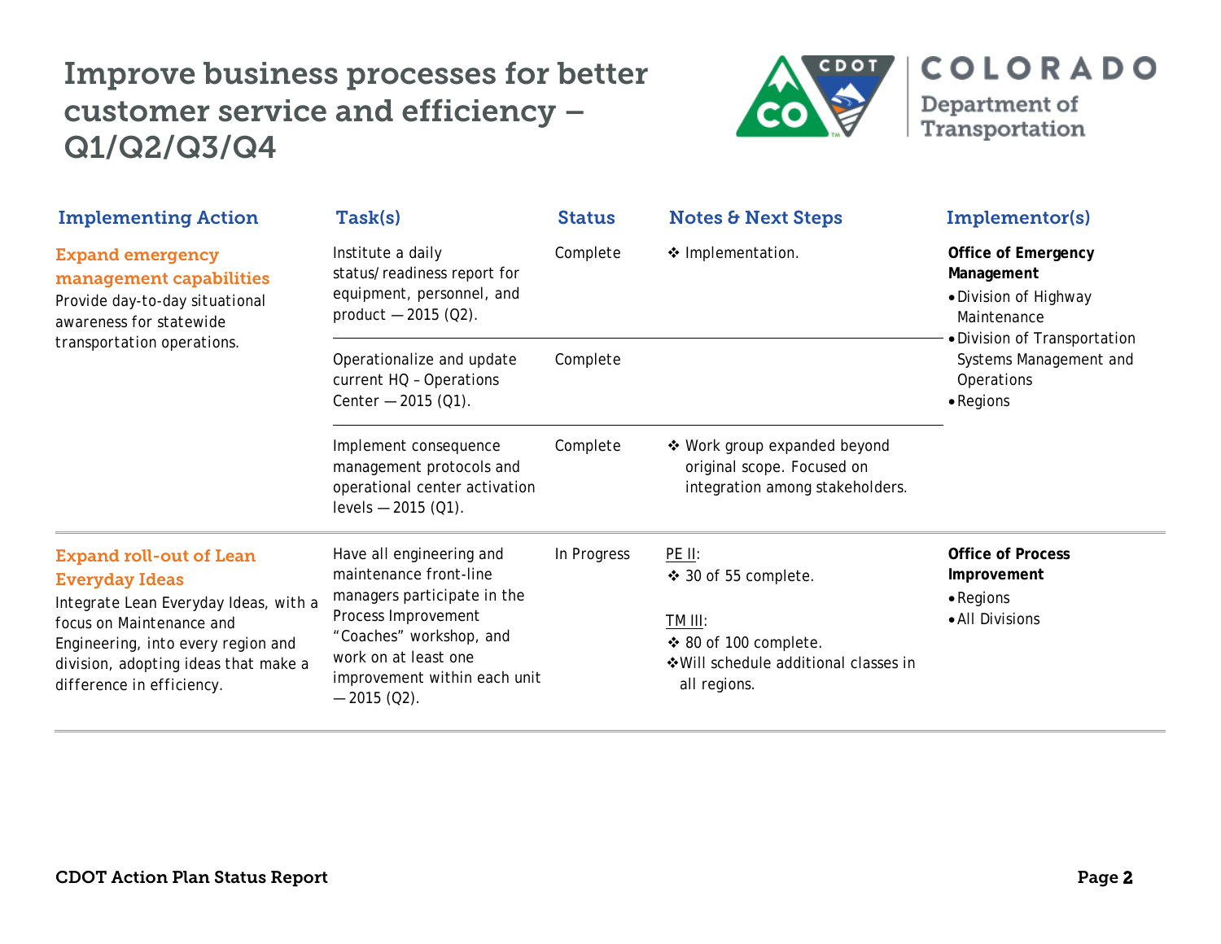# Improve business processes for better customer service and efficiency – Q1/Q2/Q3/Q4

| Implementing Action | Task(s) | Status | Notes & Next Steps | Implementor(s) |
|---|---|---|---|---|
| **Expand emergency management capabilities** Provide day-to-day situational awareness for statewide transportation operations. | Institute a daily status/readiness report for equipment, personnel, and product — 2015 (Q2). | Complete | ❖ Implementation. | **Office of Emergency Management** • Division of Highway Maintenance • Division of Transportation Systems Management and Operations • Regions |
| | Operationalize and update current HQ – Operations Center — 2015 (Q1). | Complete | | |
| | Implement consequence management protocols and operational center activation levels — 2015 (Q1). | Complete | ❖ Work group expanded beyond original scope. Focused on integration among stakeholders. | |
| **Expand roll-out of Lean Everyday Ideas** Integrate Lean Everyday Ideas, with a focus on Maintenance and Engineering, into every region and division, adopting ideas that make a difference in efficiency. | Have all engineering and maintenance front-line managers participate in the Process Improvement "Coaches" workshop, and work on at least one improvement within each unit — 2015 (Q2). | In Progress | PE II: ❖ 30 of 55 complete. TM III: ❖ 80 of 100 complete. ❖ Will schedule additional classes in all regions. | **Office of Process Improvement** • Regions • All Divisions |

**CDOT Action Plan Status Report**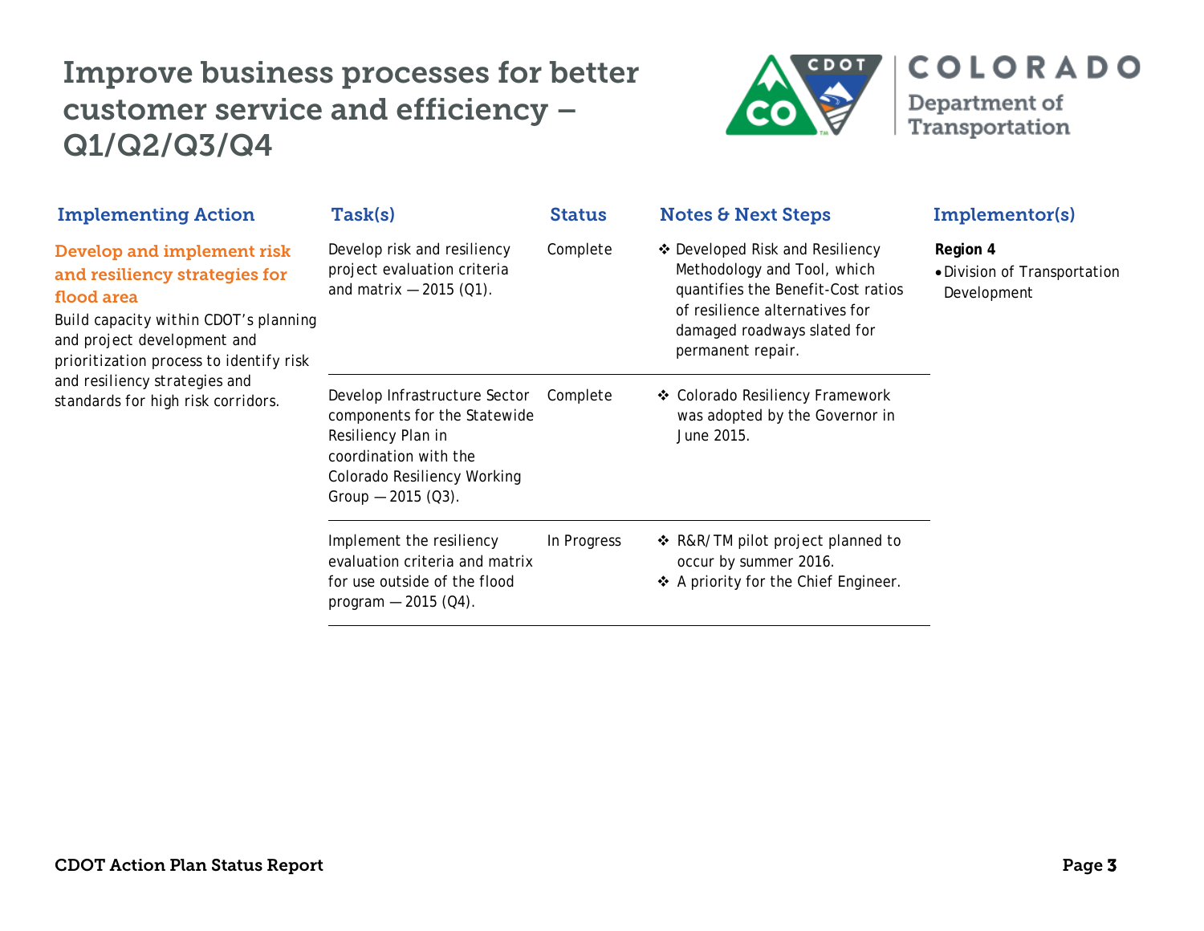# Improve business processes for better customer service and efficiency – Q1/Q2/Q3/Q4

COLORADO Department of Transportation

| Implementing Action | Task(s) | Status | Notes & Next Steps | Implementor(s) |
|---|---|---|---|---|
| **Develop and implement risk and resiliency strategies for flood area** Build capacity within CDOT's planning and project development and prioritization process to identify risk and resiliency strategies and standards for high risk corridors. | Develop risk and resiliency project evaluation criteria and matrix — 2015 (Q1). | Complete | ❖ Developed Risk and Resiliency Methodology and Tool, which quantifies the Benefit-Cost ratios of resilience alternatives for damaged roadways slated for permanent repair. | **Region 4** • Division of Transportation Development |
| | Develop Infrastructure Sector components for the Statewide Resiliency Plan in coordination with the Colorado Resiliency Working Group — 2015 (Q3). | Complete | ❖ Colorado Resiliency Framework was adopted by the Governor in June 2015. | |
| | Implement the resiliency evaluation criteria and matrix for use outside of the flood program — 2015 (Q4). | In Progress | ❖ R&R/TM pilot project planned to occur by summer 2016. ❖ A priority for the Chief Engineer. | |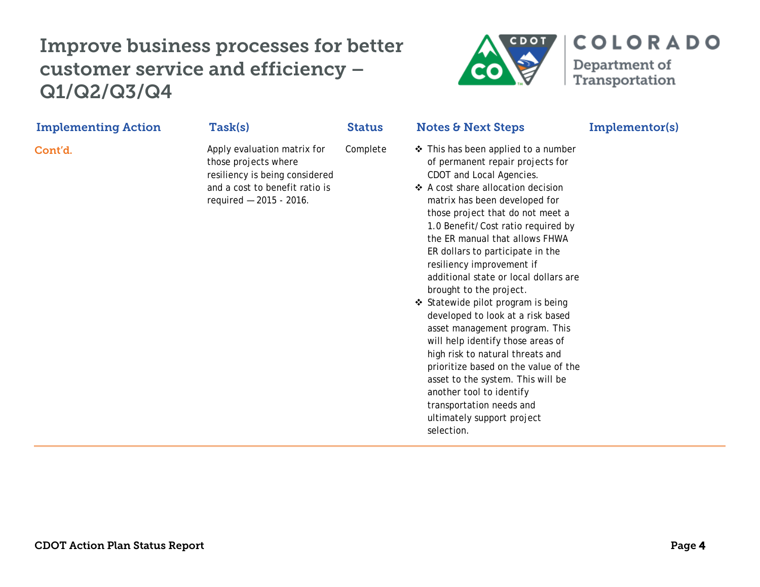# Improve business processes for better customer service and efficiency – Q1/Q2/Q3/Q4

| Implementing Action | Task(s) | Status | Notes & Next Steps | Implementor(s) |
|---|---|---|---|---|
| Cont'd. | Apply evaluation matrix for those projects where resiliency is being considered and a cost to benefit ratio is required — 2015 - 2016. | Complete | ❖ This has been applied to a number of permanent repair projects for CDOT and Local Agencies.<br>❖ A cost share allocation decision matrix has been developed for those project that do not meet a 1.0 Benefit/Cost ratio required by the ER manual that allows FHWA ER dollars to participate in the resiliency improvement if additional state or local dollars are brought to the project.<br>❖ Statewide pilot program is being developed to look at a risk based asset management program. This will help identify those areas of high risk to natural threats and prioritize based on the value of the asset to the system. This will be another tool to identify transportation needs and ultimately support project selection. | |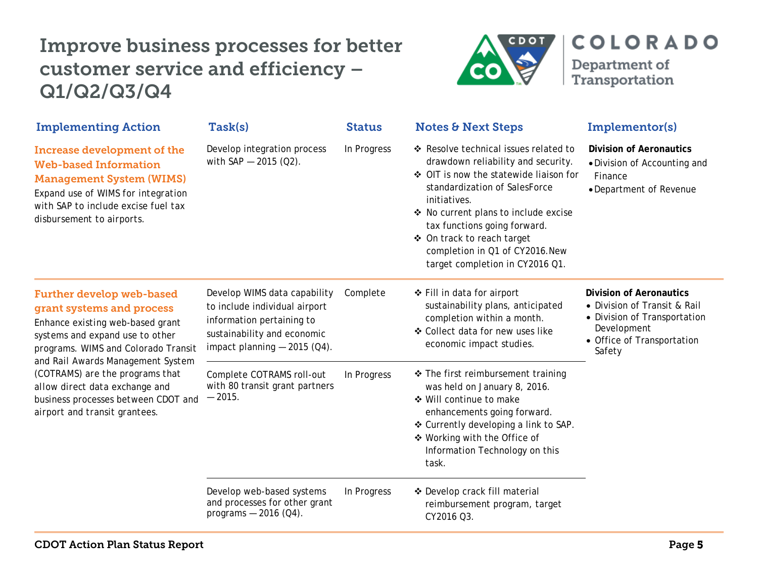# Improve business processes for better customer service and efficiency – Q1/Q2/Q3/Q4

| Implementing Action | Task(s) | Status | Notes & Next Steps | Implementor(s) |
|---|---|---|---|---|
| **Increase development of the Web-based Information Management System (WIMS)**<br>Expand use of WIMS for integration with SAP to include excise fuel tax disbursement to airports. | Develop integration process with SAP — 2015 (Q2). | In Progress | ❖ Resolve technical issues related to drawdown reliability and security.<br>❖ OIT is now the statewide liaison for standardization of SalesForce initiatives.<br>❖ No current plans to include excise tax functions going forward.<br>❖ On track to reach target completion in Q1 of CY2016.New target completion in CY2016 Q1. | **Division of Aeronautics**<br>• Division of Accounting and Finance<br>• Department of Revenue |
| **Further develop web-based grant systems and process**<br>Enhance existing web-based grant systems and expand use to other programs. WIMS and Colorado Transit and Rail Awards Management System (COTRAMS) are the programs that allow direct data exchange and business processes between CDOT and airport and transit grantees. | Develop WIMS data capability to include individual airport information pertaining to sustainability and economic impact planning — 2015 (Q4). | Complete | ❖ Fill in data for airport sustainability plans, anticipated completion within a month.<br>❖ Collect data for new uses like economic impact studies. | **Division of Aeronautics**<br>• Division of Transit & Rail<br>• Division of Transportation Development<br>• Office of Transportation Safety |
| | Complete COTRAMS roll-out with 80 transit grant partners — 2015. | In Progress | ❖ The first reimbursement training was held on January 8, 2016.<br>❖ Will continue to make enhancements going forward.<br>❖ Currently developing a link to SAP.<br>❖ Working with the Office of Information Technology on this task. | |
| | Develop web-based systems and processes for other grant programs — 2016 (Q4). | In Progress | ❖ Develop crack fill material reimbursement program, target CY2016 Q3. | |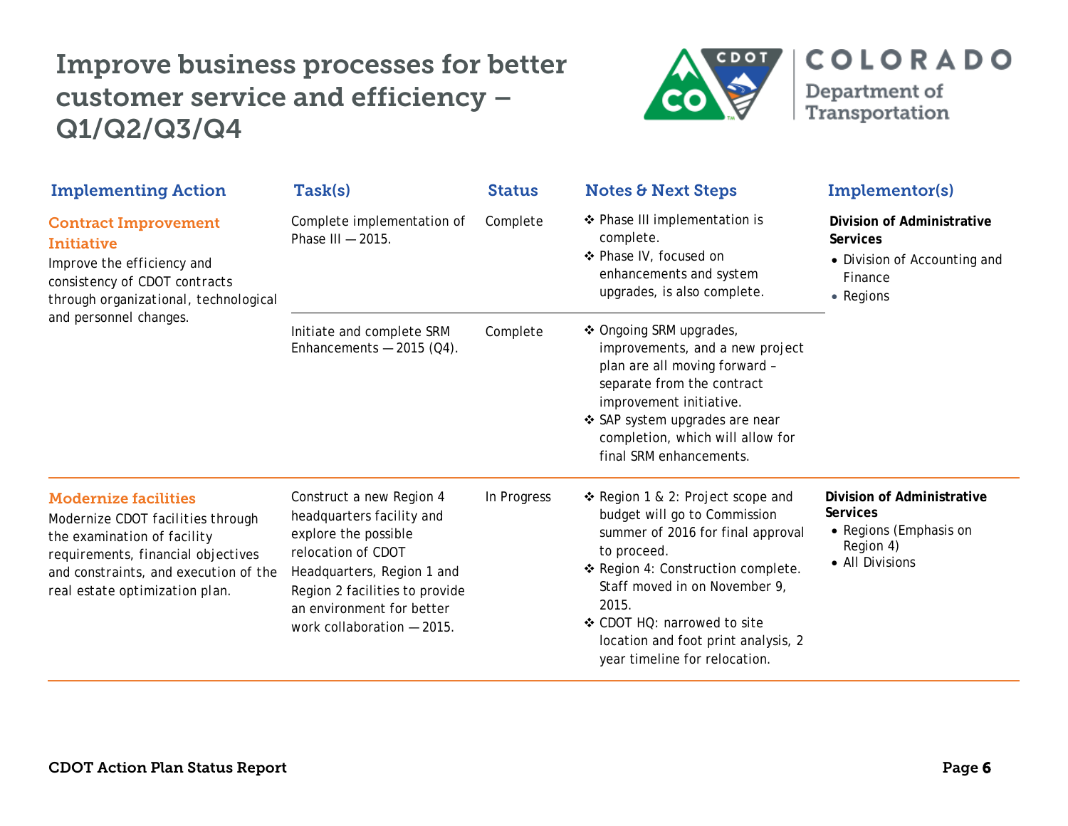# Improve business processes for better customer service and efficiency – Q1/Q2/Q3/Q4

| Implementing Action | Task(s) | Status | Notes & Next Steps | Implementor(s) |
|---|---|---|---|---|
| **Contract Improvement Initiative**<br>Improve the efficiency and consistency of CDOT contracts through organizational, technological and personnel changes. | Complete implementation of Phase III — 2015. | Complete | ❖ Phase III implementation is complete.<br>❖ Phase IV, focused on enhancements and system upgrades, is also complete. | **Division of Administrative Services**<br>• Division of Accounting and Finance<br>• Regions |
| | Initiate and complete SRM Enhancements — 2015 (Q4). | Complete | ❖ Ongoing SRM upgrades, improvements, and a new project plan are all moving forward – separate from the contract improvement initiative.<br>❖ SAP system upgrades are near completion, which will allow for final SRM enhancements. | |
| **Modernize facilities**<br>Modernize CDOT facilities through the examination of facility requirements, financial objectives and constraints, and execution of the real estate optimization plan. | Construct a new Region 4 headquarters facility and explore the possible relocation of CDOT Headquarters, Region 1 and Region 2 facilities to provide an environment for better work collaboration — 2015. | In Progress | ❖ Region 1 & 2: Project scope and budget will go to Commission summer of 2016 for final approval to proceed.<br>❖ Region 4: Construction complete. Staff moved in on November 9, 2015.<br>❖ CDOT HQ: narrowed to site location and foot print analysis, 2 year timeline for relocation. | **Division of Administrative Services**<br>• Regions (Emphasis on Region 4)<br>• All Divisions |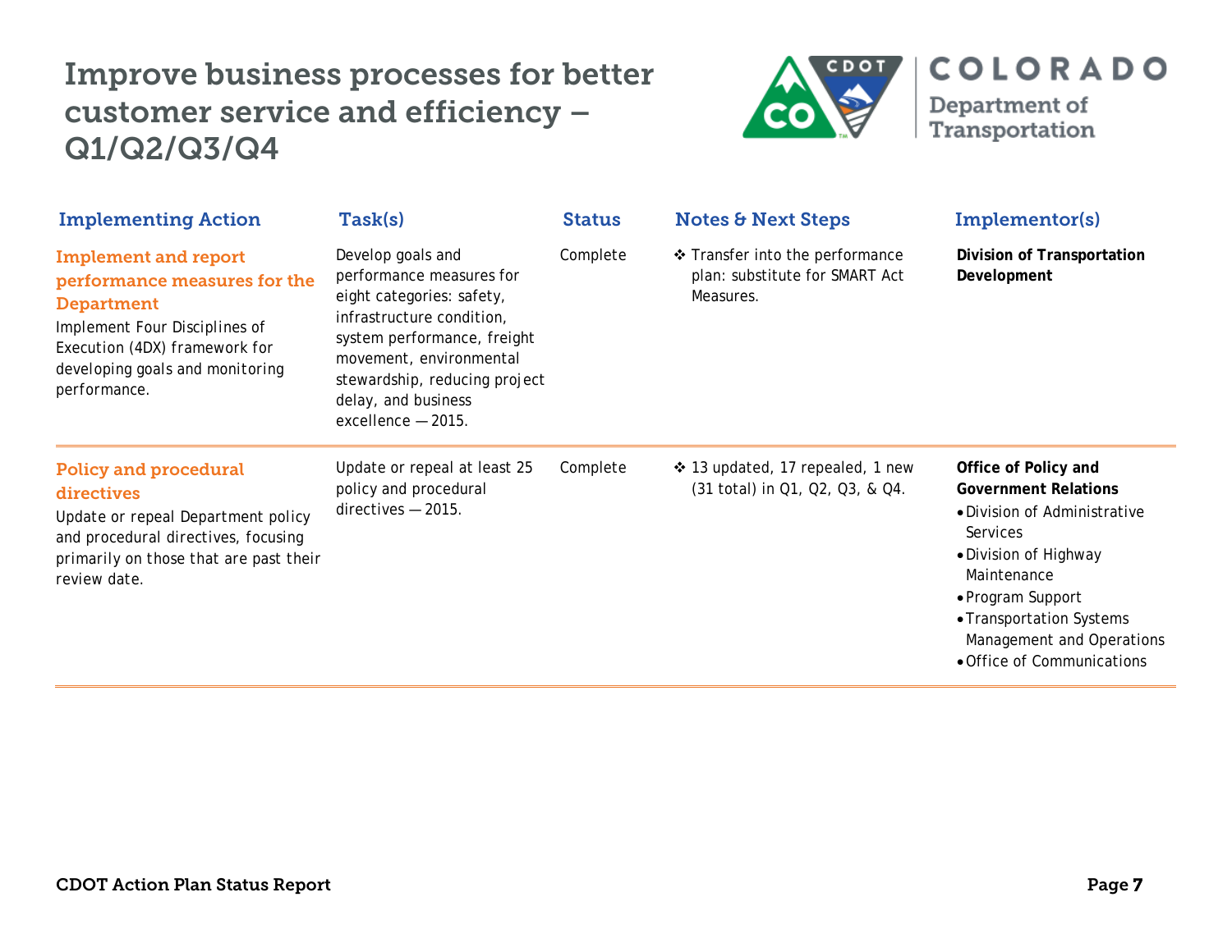# Improve business processes for better customer service and efficiency – Q1/Q2/Q3/Q4

| Implementing Action | Task(s) | Status | Notes & Next Steps | Implementor(s) |
|---|---|---|---|---|
| **Implement and report performance measures for the Department**<br>Implement Four Disciplines of Execution (4DX) framework for developing goals and monitoring performance. | Develop goals and performance measures for eight categories: safety, infrastructure condition, system performance, freight movement, environmental stewardship, reducing project delay, and business excellence — 2015. | Complete | ❖ Transfer into the performance plan: substitute for SMART Act Measures. | **Division of Transportation Development** |
| **Policy and procedural directives**<br>Update or repeal Department policy and procedural directives, focusing primarily on those that are past their review date. | Update or repeal at least 25 policy and procedural directives — 2015. | Complete | ❖ 13 updated, 17 repealed, 1 new (31 total) in Q1, Q2, Q3, & Q4. | **Office of Policy and Government Relations**<br>• Division of Administrative Services<br>• Division of Highway Maintenance<br>• Program Support<br>• Transportation Systems Management and Operations<br>• Office of Communications |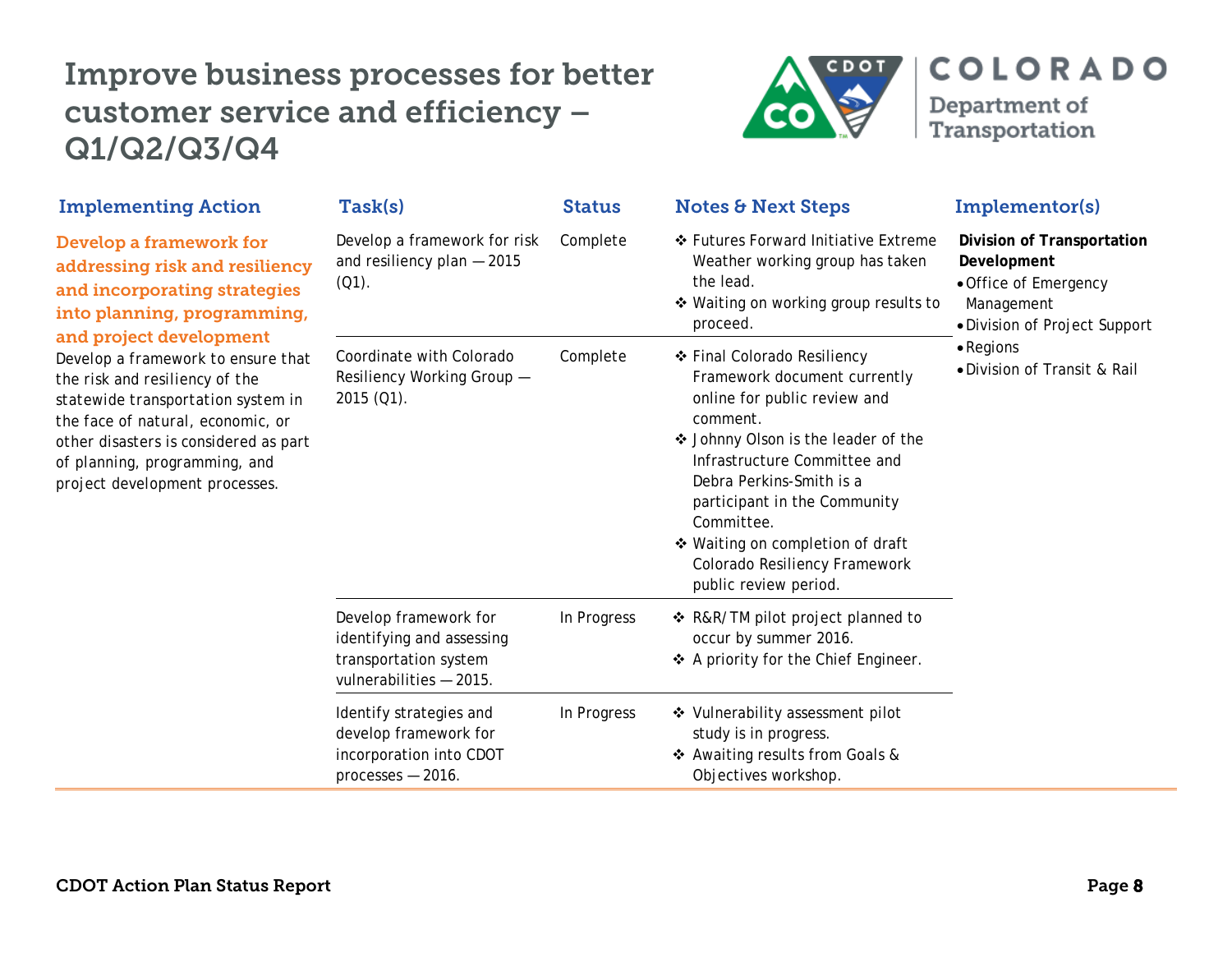# Improve business processes for better customer service and efficiency – Q1/Q2/Q3/Q4

COLORADO Department of Transportation

| Implementing Action | Task(s) | Status | Notes & Next Steps | Implementor(s) |
|---|---|---|---|---|
| **Develop a framework for addressing risk and resiliency and incorporating strategies into planning, programming, and project development**<br>Develop a framework to ensure that the risk and resiliency of the statewide transportation system in the face of natural, economic, or other disasters is considered as part of planning, programming, and project development processes. | Develop a framework for risk and resiliency plan — 2015 (Q1). | Complete | ❖ Futures Forward Initiative Extreme Weather working group has taken the lead.<br>❖ Waiting on working group results to proceed. | **Division of Transportation Development**<br>• Office of Emergency Management<br>• Division of Project Support<br>• Regions<br>• Division of Transit & Rail |
| | Coordinate with Colorado Resiliency Working Group — 2015 (Q1). | Complete | ❖ Final Colorado Resiliency Framework document currently online for public review and comment.<br>❖ Johnny Olson is the leader of the Infrastructure Committee and Debra Perkins-Smith is a participant in the Community Committee.<br>❖ Waiting on completion of draft Colorado Resiliency Framework public review period. | |
| | Develop framework for identifying and assessing transportation system vulnerabilities — 2015. | In Progress | ❖ R&R/TM pilot project planned to occur by summer 2016.<br>❖ A priority for the Chief Engineer. | |
| | Identify strategies and develop framework for incorporation into CDOT processes — 2016. | In Progress | ❖ Vulnerability assessment pilot study is in progress.<br>❖ Awaiting results from Goals & Objectives workshop. | |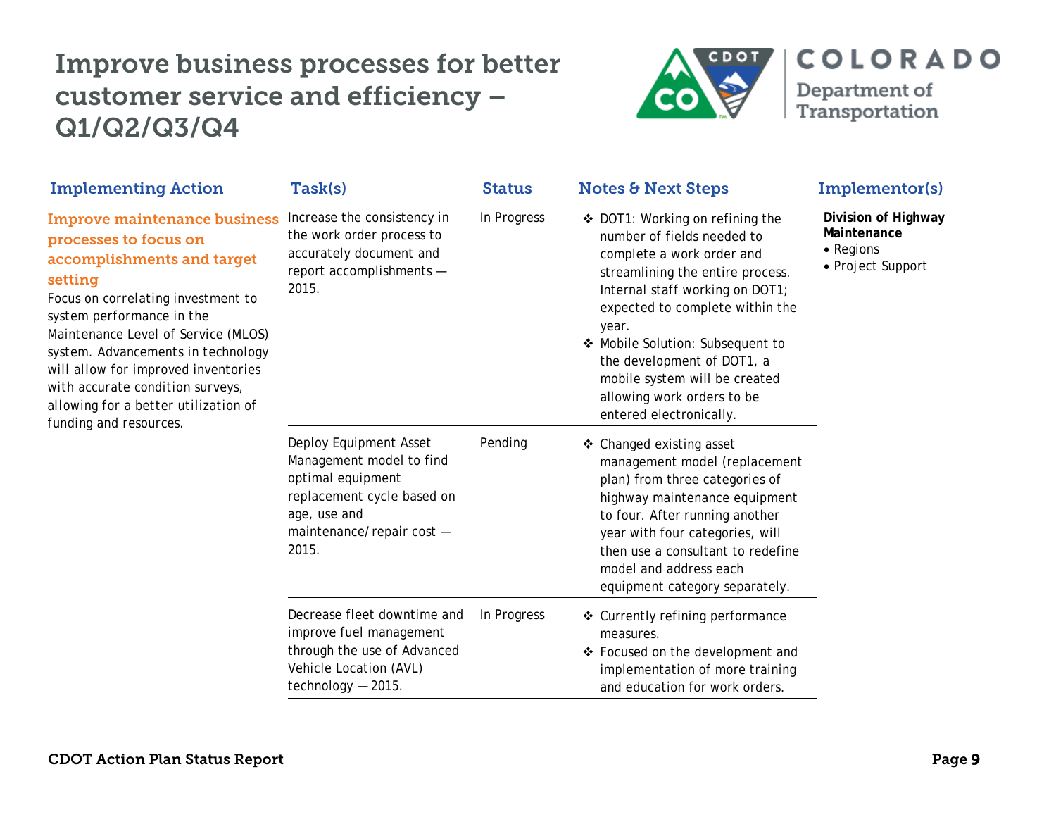# Improve business processes for better customer service and efficiency – Q1/Q2/Q3/Q4

| Implementing Action | Task(s) | Status | Notes & Next Steps | Implementor(s) |
|---|---|---|---|---|
| **Improve maintenance business processes to focus on accomplishments and target setting**<br>Focus on correlating investment to system performance in the Maintenance Level of Service (MLOS) system. Advancements in technology will allow for improved inventories with accurate condition surveys, allowing for a better utilization of funding and resources. | Increase the consistency in the work order process to accurately document and report accomplishments — 2015. | In Progress | ❖ DOT1: Working on refining the number of fields needed to complete a work order and streamlining the entire process. Internal staff working on DOT1; expected to complete within the year.<br>❖ Mobile Solution: Subsequent to the development of DOT1, a mobile system will be created allowing work orders to be entered electronically. | **Division of Highway Maintenance**<br>• Regions<br>• Project Support |
| | Deploy Equipment Asset Management model to find optimal equipment replacement cycle based on age, use and maintenance/repair cost — 2015. | Pending | ❖ Changed existing asset management model (replacement plan) from three categories of highway maintenance equipment to four. After running another year with four categories, will then use a consultant to redefine model and address each equipment category separately. | |
| | Decrease fleet downtime and improve fuel management through the use of Advanced Vehicle Location (AVL) technology — 2015. | In Progress | ❖ Currently refining performance measures.<br>❖ Focused on the development and implementation of more training and education for work orders. | |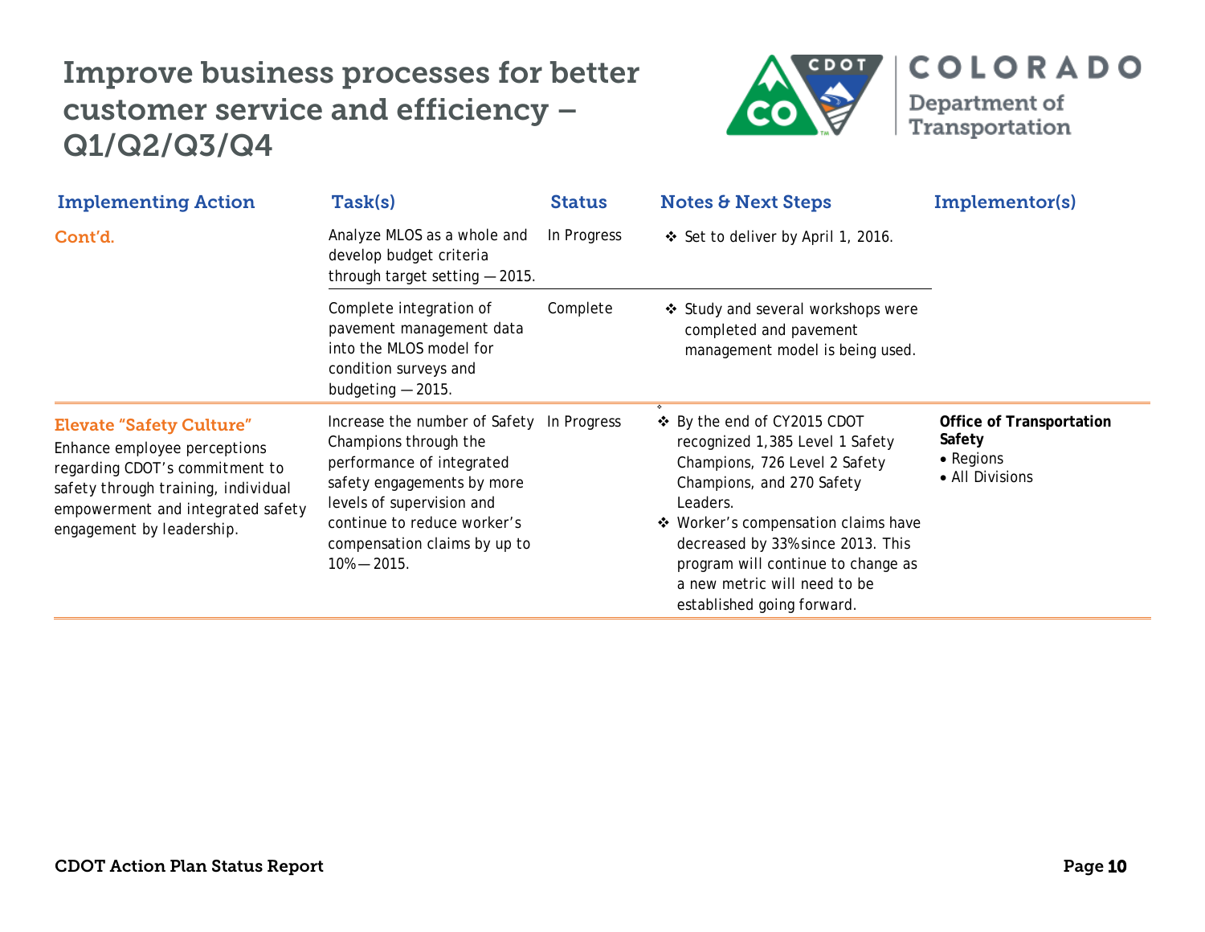# Improve business processes for better customer service and efficiency – Q1/Q2/Q3/Q4

| Implementing Action | Task(s) | Status | Notes & Next Steps | Implementor(s) |
|---|---|---|---|---|
| **Cont'd.** | Analyze MLOS as a whole and develop budget criteria through target setting — 2015. | In Progress | ❖ Set to deliver by April 1, 2016. | |
| | Complete integration of pavement management data into the MLOS model for condition surveys and budgeting — 2015. | Complete | ❖ Study and several workshops were completed and pavement management model is being used. | |
| **Elevate "Safety Culture"** Enhance employee perceptions regarding CDOT's commitment to safety through training, individual empowerment and integrated safety engagement by leadership. | Increase the number of Safety Champions through the performance of integrated safety engagements by more levels of supervision and continue to reduce worker's compensation claims by up to 10% — 2015. | In Progress | ❖ By the end of CY2015 CDOT recognized 1,385 Level 1 Safety Champions, 726 Level 2 Safety Champions, and 270 Safety Leaders.<br>❖ Worker's compensation claims have decreased by 33% since 2013. This program will continue to change as a new metric will need to be established going forward. | **Office of Transportation Safety**<br>• Regions<br>• All Divisions |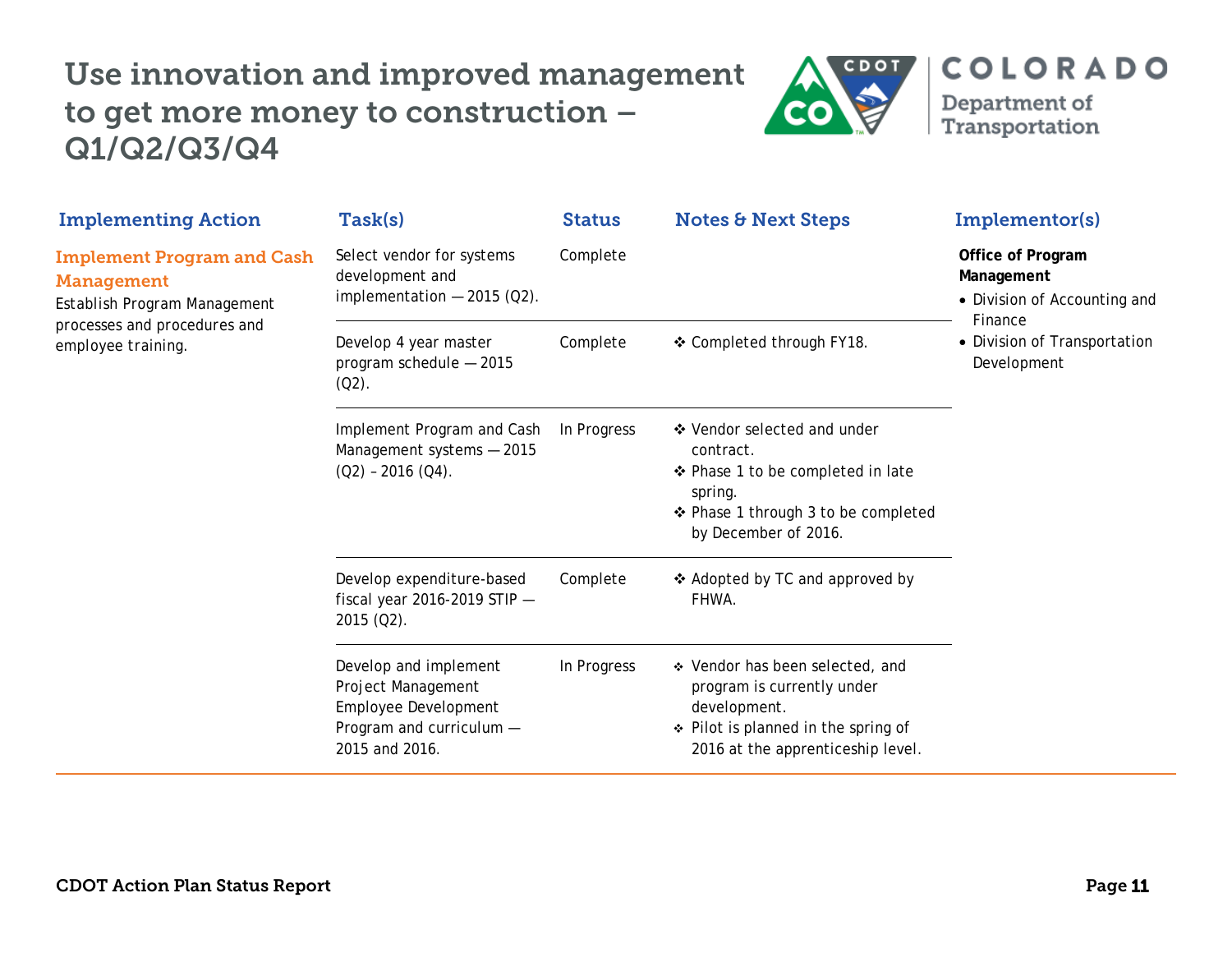# Use innovation and improved management to get more money to construction – Q1/Q2/Q3/Q4

| Implementing Action | Task(s) | Status | Notes & Next Steps | Implementor(s) |
|---|---|---|---|---|
| **Implement Program and Cash Management**<br>Establish Program Management processes and procedures and employee training. | Select vendor for systems development and implementation — 2015 (Q2). | Complete | | **Office of Program Management**<br>• Division of Accounting and Finance<br>• Division of Transportation Development |
| | Develop 4 year master program schedule — 2015 (Q2). | Complete | ❖ Completed through FY18. | |
| | Implement Program and Cash Management systems — 2015 (Q2) – 2016 (Q4). | In Progress | ❖ Vendor selected and under contract.<br>❖ Phase 1 to be completed in late spring.<br>❖ Phase 1 through 3 to be completed by December of 2016. | |
| | Develop expenditure-based fiscal year 2016-2019 STIP — 2015 (Q2). | Complete | ❖ Adopted by TC and approved by FHWA. | |
| | Develop and implement Project Management Employee Development Program and curriculum — 2015 and 2016. | In Progress | ❖ Vendor has been selected, and program is currently under development.<br>❖ Pilot is planned in the spring of 2016 at the apprenticeship level. | |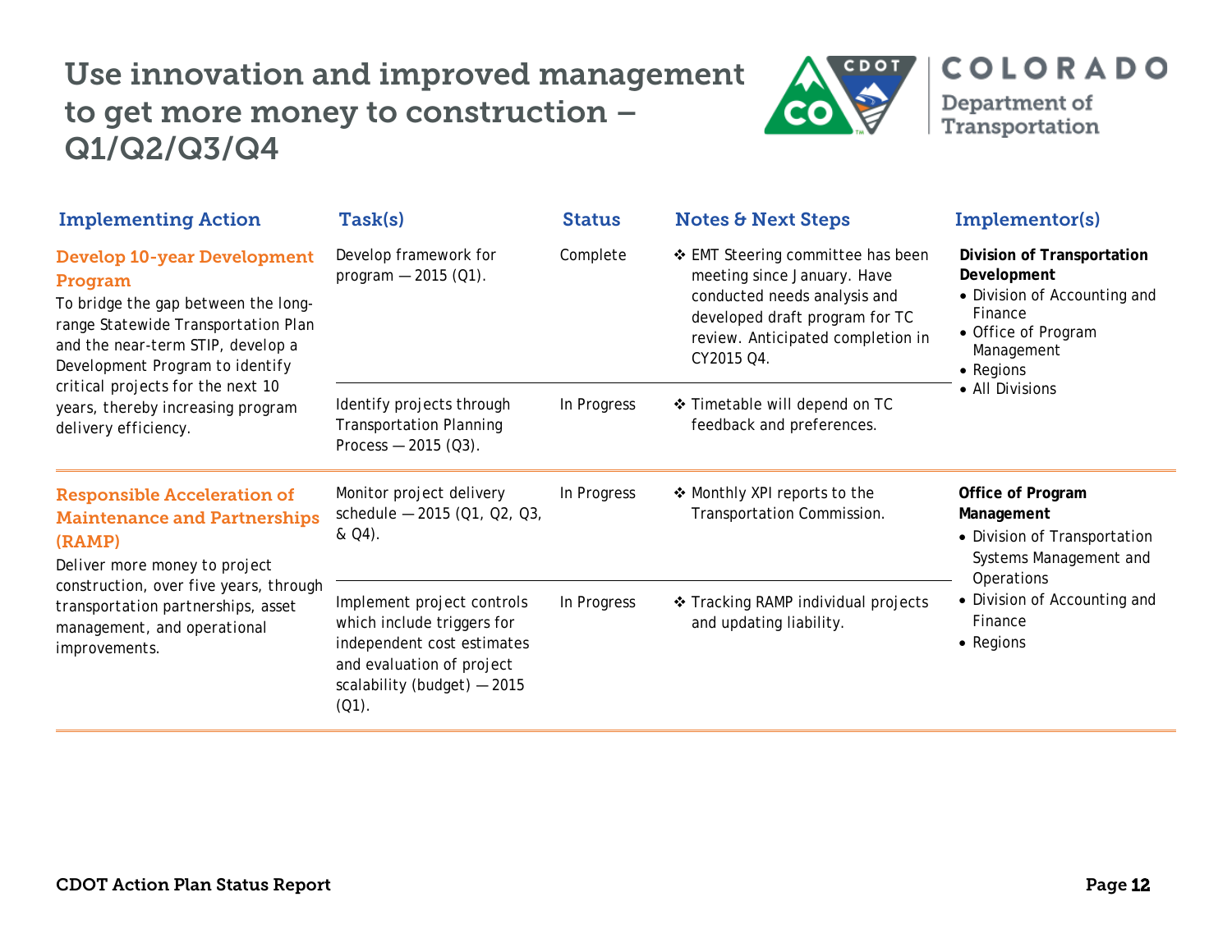# Use innovation and improved management to get more money to construction – Q1/Q2/Q3/Q4

| Implementing Action | Task(s) | Status | Notes & Next Steps | Implementor(s) |
|---|---|---|---|---|
| **Develop 10-year Development Program**<br>To bridge the gap between the long-range Statewide Transportation Plan and the near-term STIP, develop a Development Program to identify critical projects for the next 10 years, thereby increasing program delivery efficiency. | Develop framework for program — 2015 (Q1). | Complete | ❖ EMT Steering committee has been meeting since January. Have conducted needs analysis and developed draft program for TC review. Anticipated completion in CY2015 Q4. | **Division of Transportation Development**<br>• Division of Accounting and Finance<br>• Office of Program Management<br>• Regions<br>• All Divisions |
| | Identify projects through Transportation Planning Process — 2015 (Q3). | In Progress | ❖ Timetable will depend on TC feedback and preferences. | |
| **Responsible Acceleration of Maintenance and Partnerships (RAMP)**<br>Deliver more money to project construction, over five years, through transportation partnerships, asset management, and operational improvements. | Monitor project delivery schedule — 2015 (Q1, Q2, Q3, & Q4). | In Progress | ❖ Monthly XPI reports to the Transportation Commission. | **Office of Program Management**<br>• Division of Transportation Systems Management and Operations<br>• Division of Accounting and Finance<br>• Regions |
| | Implement project controls which include triggers for independent cost estimates and evaluation of project scalability (budget) — 2015 (Q1). | In Progress | ❖ Tracking RAMP individual projects and updating liability. | |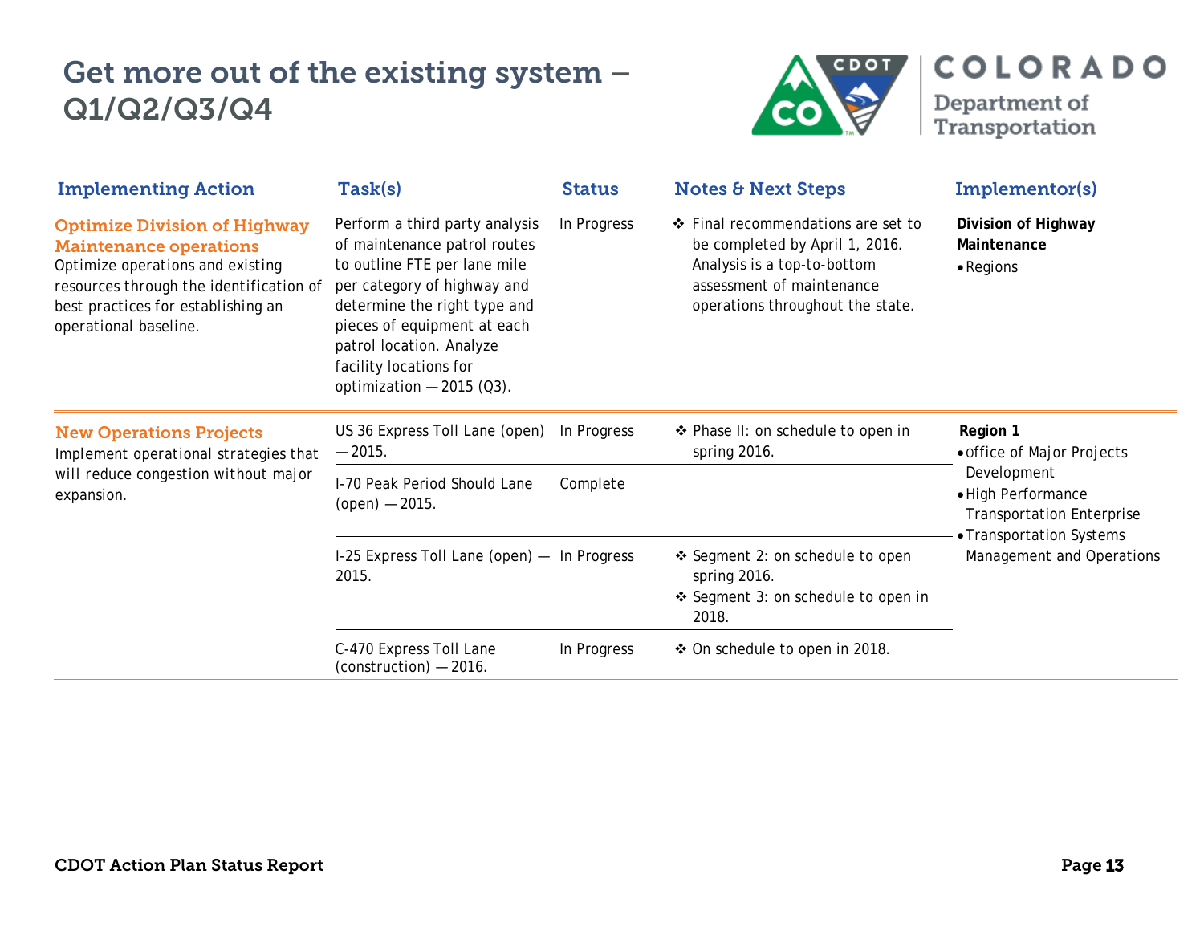# Get more out of the existing system – Q1/Q2/Q3/Q4

| Implementing Action | Task(s) | Status | Notes & Next Steps | Implementor(s) |
|---|---|---|---|---|
| **Optimize Division of Highway Maintenance operations**<br>Optimize operations and existing resources through the identification of best practices for establishing an operational baseline. | Perform a third party analysis of maintenance patrol routes to outline FTE per lane mile per category of highway and determine the right type and pieces of equipment at each patrol location. Analyze facility locations for optimization — 2015 (Q3). | In Progress | ❖ Final recommendations are set to be completed by April 1, 2016. Analysis is a top-to-bottom assessment of maintenance operations throughout the state. | **Division of Highway Maintenance**<br>• Regions |
| **New Operations Projects**<br>Implement operational strategies that will reduce congestion without major expansion. | US 36 Express Toll Lane (open) — 2015. | In Progress | ❖ Phase II: on schedule to open in spring 2016. | **Region 1**<br>• office of Major Projects Development<br>• High Performance Transportation Enterprise<br>• Transportation Systems Management and Operations |
| | I-70 Peak Period Should Lane (open) — 2015. | Complete | | |
| | I-25 Express Toll Lane (open) — 2015. | In Progress | ❖ Segment 2: on schedule to open spring 2016.<br>❖ Segment 3: on schedule to open in 2018. | |
| | C-470 Express Toll Lane (construction) — 2016. | In Progress | ❖ On schedule to open in 2018. | |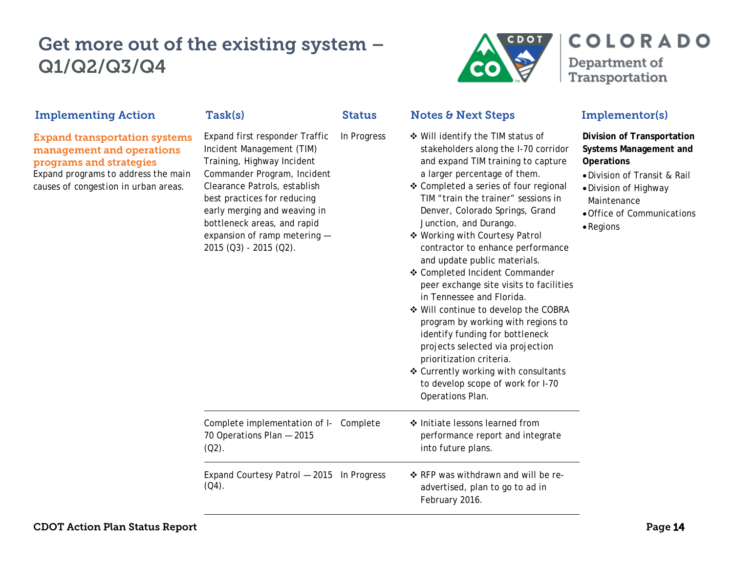# Get more out of the existing system – Q1/Q2/Q3/Q4

| Implementing Action | Task(s) | Status | Notes & Next Steps | Implementor(s) |
|---|---|---|---|---|
| **Expand transportation systems management and operations programs and strategies** Expand programs to address the main causes of congestion in urban areas. | Expand first responder Traffic Incident Management (TIM) Training, Highway Incident Commander Program, Incident Clearance Patrols, establish best practices for reducing early merging and weaving in bottleneck areas, and rapid expansion of ramp metering — 2015 (Q3) - 2015 (Q2). | In Progress | ❖ Will identify the TIM status of stakeholders along the I-70 corridor and expand TIM training to capture a larger percentage of them. ❖ Completed a series of four regional TIM "train the trainer" sessions in Denver, Colorado Springs, Grand Junction, and Durango. ❖ Working with Courtesy Patrol contractor to enhance performance and update public materials. ❖ Completed Incident Commander peer exchange site visits to facilities in Tennessee and Florida. ❖ Will continue to develop the COBRA program by working with regions to identify funding for bottleneck projects selected via projection prioritization criteria. ❖ Currently working with consultants to develop scope of work for I-70 Operations Plan. | **Division of Transportation Systems Management and Operations** • Division of Transit & Rail • Division of Highway Maintenance • Office of Communications • Regions |
| | Complete implementation of I-70 Operations Plan — 2015 (Q2). | Complete | ❖ Initiate lessons learned from performance report and integrate into future plans. | |
| | Expand Courtesy Patrol — 2015 (Q4). | In Progress | ❖ RFP was withdrawn and will be re-advertised, plan to go to ad in February 2016. | |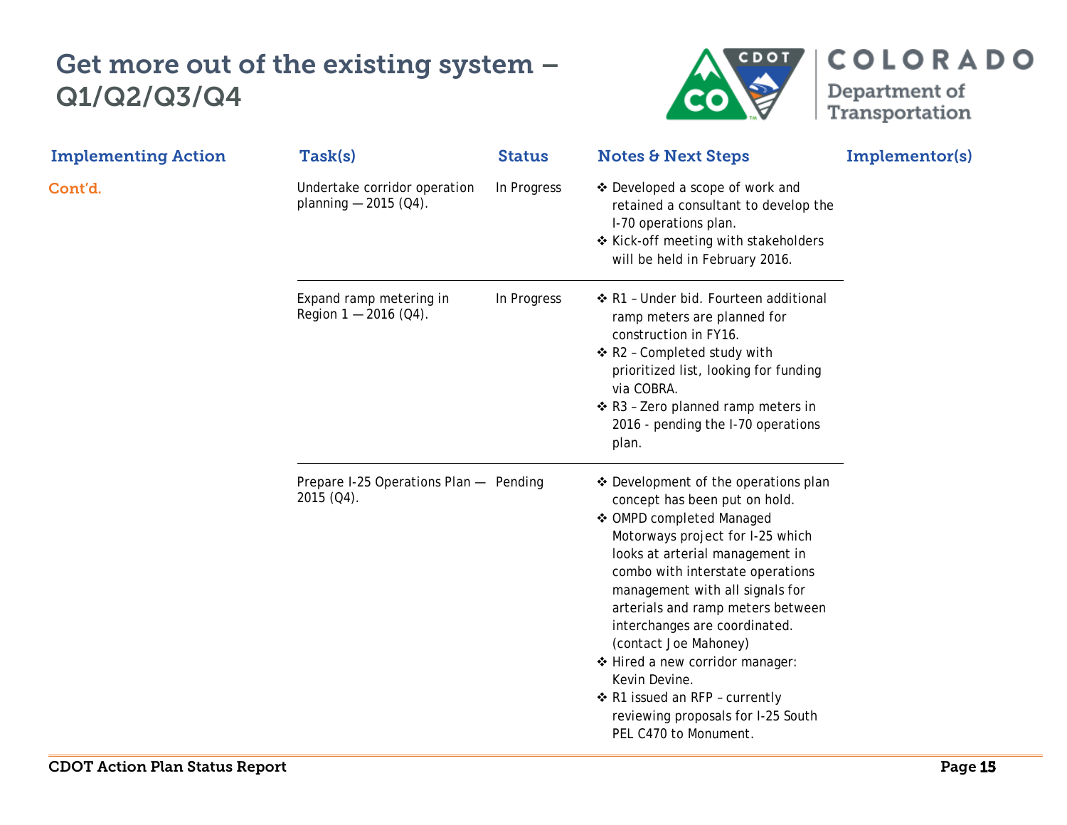# Get more out of the existing system – Q1/Q2/Q3/Q4

| Implementing Action | Task(s) | Status | Notes & Next Steps | Implementor(s) |
|---|---|---|---|---|
| Cont'd. | Undertake corridor operation planning — 2015 (Q4). | In Progress | ❖ Developed a scope of work and retained a consultant to develop the I-70 operations plan.<br>❖ Kick-off meeting with stakeholders will be held in February 2016. | |
| | Expand ramp metering in Region 1 — 2016 (Q4). | In Progress | ❖ R1 – Under bid. Fourteen additional ramp meters are planned for construction in FY16.<br>❖ R2 – Completed study with prioritized list, looking for funding via COBRA.<br>❖ R3 – Zero planned ramp meters in 2016 - pending the I-70 operations plan. | |
| | Prepare I-25 Operations Plan — 2015 (Q4). | Pending | ❖ Development of the operations plan concept has been put on hold.<br>❖ OMPD completed Managed Motorways project for I-25 which looks at arterial management in combo with interstate operations management with all signals for arterials and ramp meters between interchanges are coordinated. (contact Joe Mahoney)<br>❖ Hired a new corridor manager: Kevin Devine.<br>❖ R1 issued an RFP – currently reviewing proposals for I-25 South PEL C470 to Monument. | |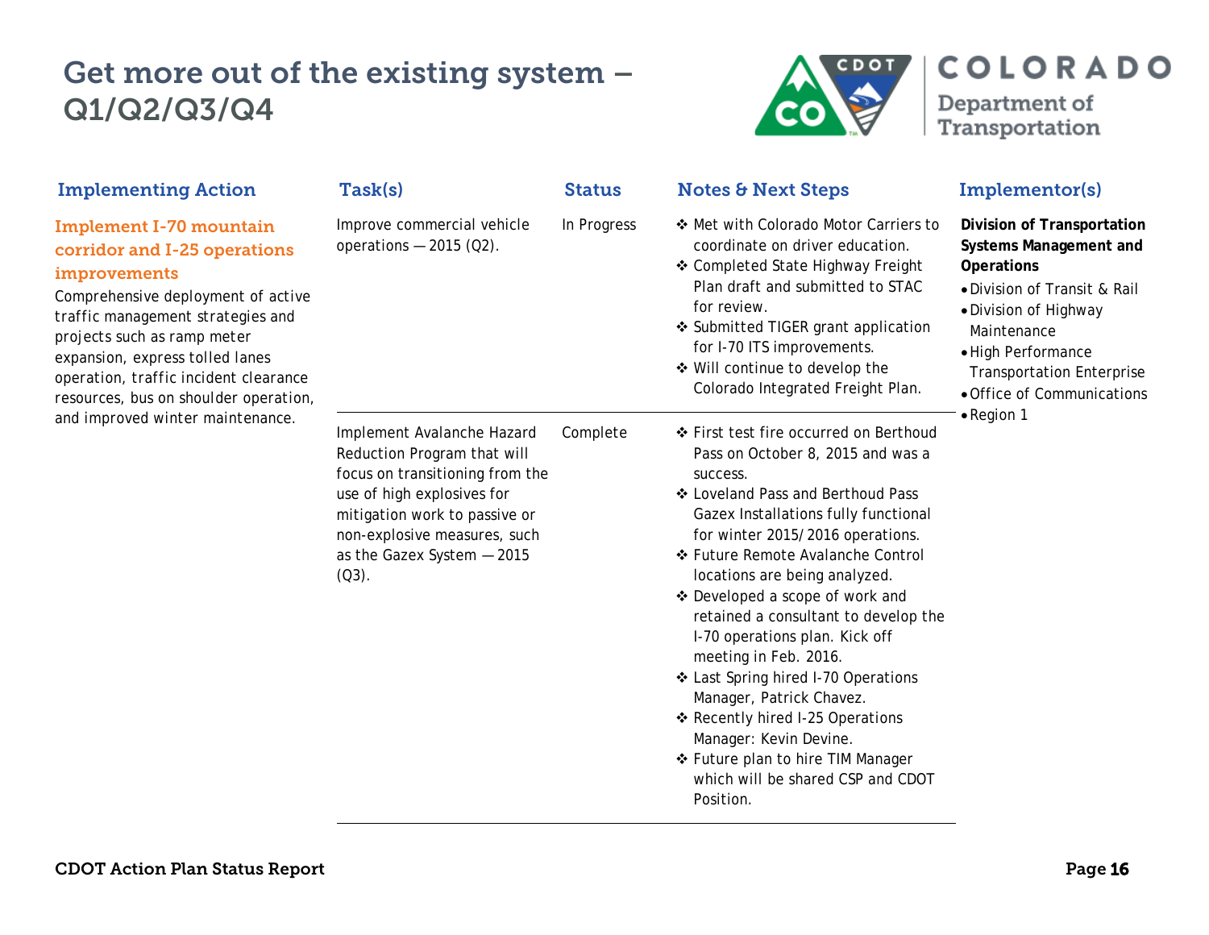# Get more out of the existing system – Q1/Q2/Q3/Q4

| Implementing Action | Task(s) | Status | Notes & Next Steps | Implementor(s) |
|---|---|---|---|---|
| **Implement I-70 mountain corridor and I-25 operations improvements**<br>Comprehensive deployment of active traffic management strategies and projects such as ramp meter expansion, express tolled lanes operation, traffic incident clearance resources, bus on shoulder operation, and improved winter maintenance. | Improve commercial vehicle operations — 2015 (Q2). | In Progress | ❖ Met with Colorado Motor Carriers to coordinate on driver education.<br>❖ Completed State Highway Freight Plan draft and submitted to STAC for review.<br>❖ Submitted TIGER grant application for I-70 ITS improvements.<br>❖ Will continue to develop the Colorado Integrated Freight Plan. | **Division of Transportation Systems Management and Operations**<br>• Division of Transit & Rail<br>• Division of Highway Maintenance<br>• High Performance Transportation Enterprise<br>• Office of Communications<br>• Region 1 |
| | Implement Avalanche Hazard Reduction Program that will focus on transitioning from the use of high explosives for mitigation work to passive or non-explosive measures, such as the Gazex System — 2015 (Q3). | Complete | ❖ First test fire occurred on Berthoud Pass on October 8, 2015 and was a success.<br>❖ Loveland Pass and Berthoud Pass Gazex Installations fully functional for winter 2015/2016 operations.<br>❖ Future Remote Avalanche Control locations are being analyzed.<br>❖ Developed a scope of work and retained a consultant to develop the I-70 operations plan. Kick off meeting in Feb. 2016.<br>❖ Last Spring hired I-70 Operations Manager, Patrick Chavez.<br>❖ Recently hired I-25 Operations Manager: Kevin Devine.<br>❖ Future plan to hire TIM Manager which will be shared CSP and CDOT Position. | |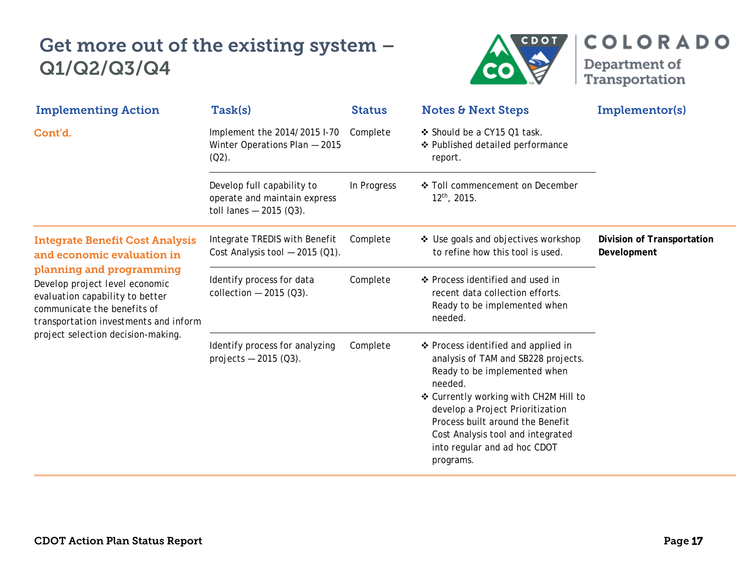# Get more out of the existing system – Q1/Q2/Q3/Q4

| Implementing Action | Task(s) | Status | Notes & Next Steps | Implementor(s) |
|---|---|---|---|---|
| Cont'd. | Implement the 2014/2015 I-70 Winter Operations Plan — 2015 (Q2). | Complete | ❖ Should be a CY15 Q1 task.<br>❖ Published detailed performance report. | |
| | Develop full capability to operate and maintain express toll lanes — 2015 (Q3). | In Progress | ❖ Toll commencement on December 12th, 2015. | |
| **Integrate Benefit Cost Analysis and economic evaluation in planning and programming**<br>Develop project level economic evaluation capability to better communicate the benefits of transportation investments and inform project selection decision-making. | Integrate TREDIS with Benefit Cost Analysis tool — 2015 (Q1). | Complete | ❖ Use goals and objectives workshop to refine how this tool is used. | **Division of Transportation Development** |
| | Identify process for data collection — 2015 (Q3). | Complete | ❖ Process identified and used in recent data collection efforts. Ready to be implemented when needed. | |
| | Identify process for analyzing projects — 2015 (Q3). | Complete | ❖ Process identified and applied in analysis of TAM and SB228 projects. Ready to be implemented when needed.<br>❖ Currently working with CH2M Hill to develop a Project Prioritization Process built around the Benefit Cost Analysis tool and integrated into regular and ad hoc CDOT programs. | |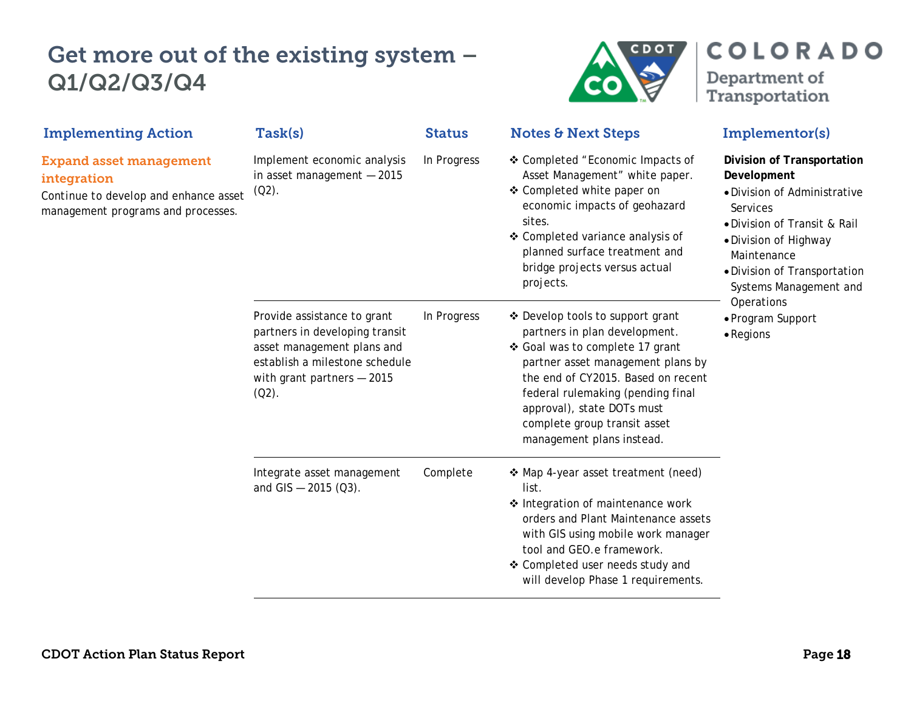# Get more out of the existing system – Q1/Q2/Q3/Q4

| Implementing Action | Task(s) | Status | Notes & Next Steps | Implementor(s) |
|---|---|---|---|---|
| **Expand asset management integration**<br>Continue to develop and enhance asset management programs and processes. | Implement economic analysis in asset management — 2015 (Q2). | In Progress | ❖ Completed "Economic Impacts of Asset Management" white paper.<br>❖ Completed white paper on economic impacts of geohazard sites.<br>❖ Completed variance analysis of planned surface treatment and bridge projects versus actual projects. | **Division of Transportation Development**<br>• Division of Administrative Services<br>• Division of Transit & Rail<br>• Division of Highway Maintenance<br>• Division of Transportation Systems Management and Operations<br>• Program Support<br>• Regions |
| | Provide assistance to grant partners in developing transit asset management plans and establish a milestone schedule with grant partners — 2015 (Q2). | In Progress | ❖ Develop tools to support grant partners in plan development.<br>❖ Goal was to complete 17 grant partner asset management plans by the end of CY2015. Based on recent federal rulemaking (pending final approval), state DOTs must complete group transit asset management plans instead. | |
| | Integrate asset management and GIS — 2015 (Q3). | Complete | ❖ Map 4-year asset treatment (need) list.<br>❖ Integration of maintenance work orders and Plant Maintenance assets with GIS using mobile work manager tool and GEO.e framework.<br>❖ Completed user needs study and will develop Phase 1 requirements. | |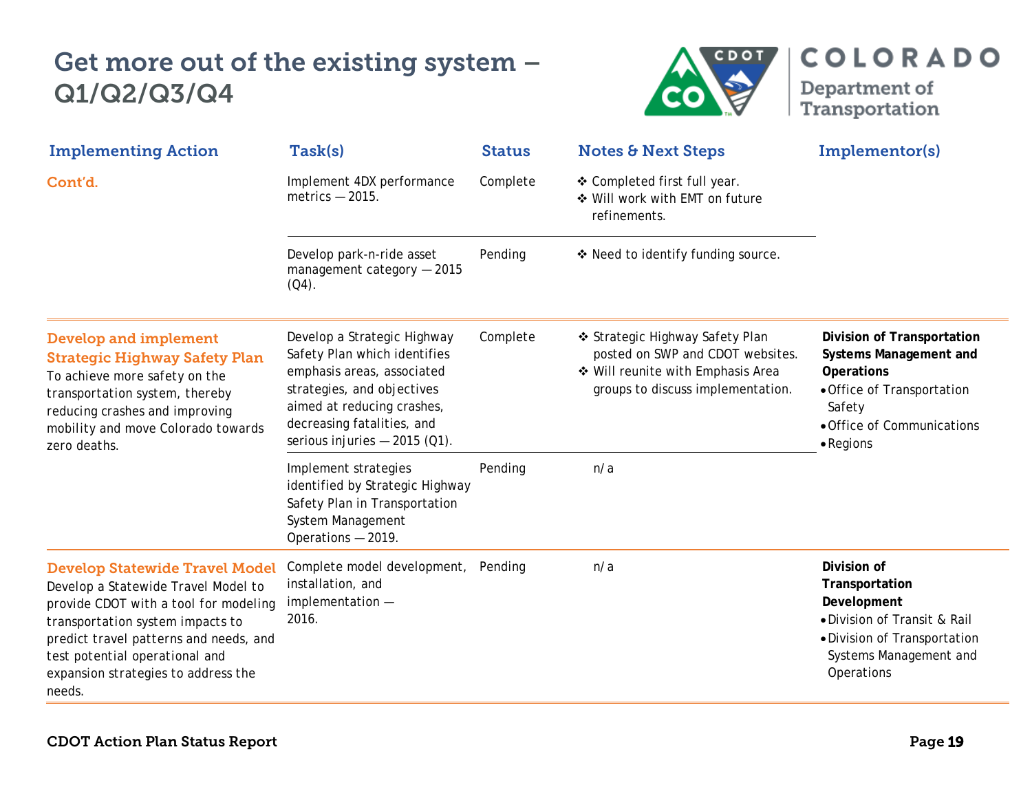# Get more out of the existing system – Q1/Q2/Q3/Q4

| Implementing Action | Task(s) | Status | Notes & Next Steps | Implementor(s) |
|---|---|---|---|---|
| Cont'd. | Implement 4DX performance metrics — 2015. | Complete | ❖ Completed first full year.<br>❖ Will work with EMT on future refinements. | |
| | Develop park-n-ride asset management category — 2015 (Q4). | Pending | ❖ Need to identify funding source. | |
| **Develop and implement Strategic Highway Safety Plan**<br>To achieve more safety on the transportation system, thereby reducing crashes and improving mobility and move Colorado towards zero deaths. | Develop a Strategic Highway Safety Plan which identifies emphasis areas, associated strategies, and objectives aimed at reducing crashes, decreasing fatalities, and serious injuries — 2015 (Q1). | Complete | ❖ Strategic Highway Safety Plan posted on SWP and CDOT websites.<br>❖ Will reunite with Emphasis Area groups to discuss implementation. | **Division of Transportation Systems Management and Operations**<br>• Office of Transportation Safety<br>• Office of Communications<br>• Regions |
| | Implement strategies identified by Strategic Highway Safety Plan in Transportation System Management Operations — 2019. | Pending | n/a | |
| **Develop Statewide Travel Model**<br>Develop a Statewide Travel Model to provide CDOT with a tool for modeling transportation system impacts to predict travel patterns and needs, and test potential operational and expansion strategies to address the needs. | Complete model development, installation, and implementation — 2016. | Pending | n/a | **Division of Transportation Development**<br>• Division of Transit & Rail<br>• Division of Transportation Systems Management and Operations |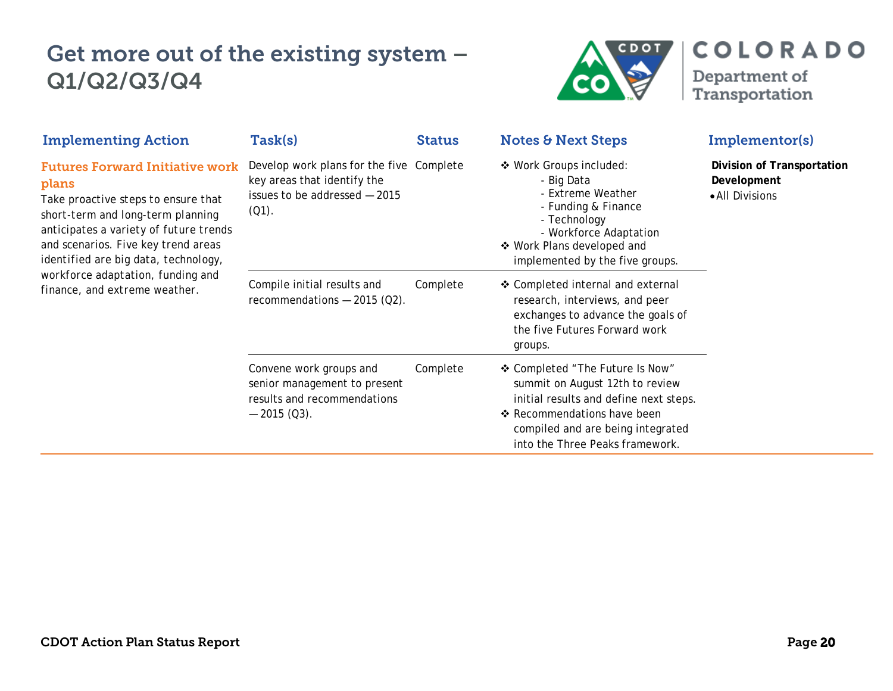# Get more out of the existing system – Q1/Q2/Q3/Q4

| Implementing Action | Task(s) | Status | Notes & Next Steps | Implementor(s) |
|---|---|---|---|---|
| **Futures Forward Initiative work plans**<br>Take proactive steps to ensure that short-term and long-term planning anticipates a variety of future trends and scenarios. Five key trend areas identified are big data, technology, workforce adaptation, funding and finance, and extreme weather. | Develop work plans for the five key areas that identify the issues to be addressed — 2015 (Q1). | Complete | ❖ Work Groups included:<br>- Big Data<br>- Extreme Weather<br>- Funding & Finance<br>- Technology<br>- Workforce Adaptation<br>❖ Work Plans developed and implemented by the five groups. | **Division of Transportation Development**<br>• All Divisions |
| | Compile initial results and recommendations — 2015 (Q2). | Complete | ❖ Completed internal and external research, interviews, and peer exchanges to advance the goals of the five Futures Forward work groups. | |
| | Convene work groups and senior management to present results and recommendations — 2015 (Q3). | Complete | ❖ Completed "The Future Is Now" summit on August 12th to review initial results and define next steps.<br>❖ Recommendations have been compiled and are being integrated into the Three Peaks framework. | |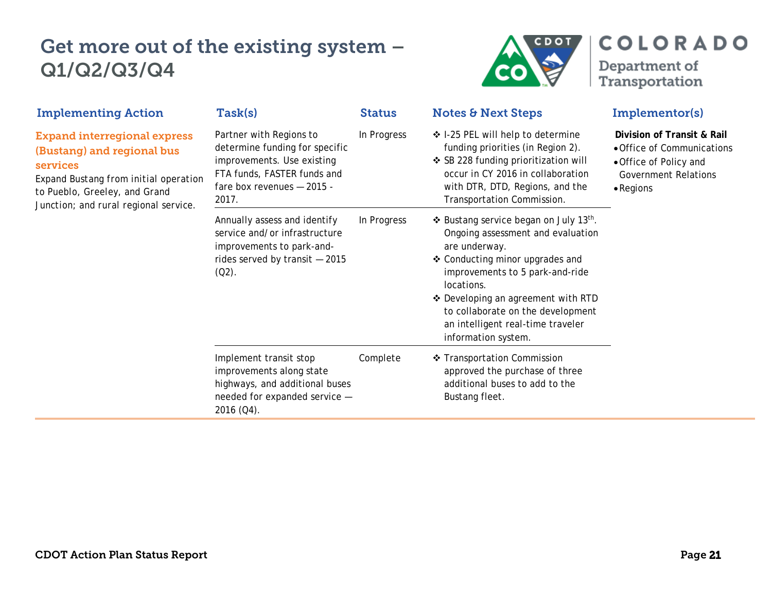# Get more out of the existing system – Q1/Q2/Q3/Q4

| Implementing Action | Task(s) | Status | Notes & Next Steps | Implementor(s) |
|---|---|---|---|---|
| **Expand interregional express (Bustang) and regional bus services**<br>Expand Bustang from initial operation to Pueblo, Greeley, and Grand Junction; and rural regional service. | Partner with Regions to determine funding for specific improvements. Use existing FTA funds, FASTER funds and fare box revenues — 2015 - 2017. | In Progress | ❖ I-25 PEL will help to determine funding priorities (in Region 2).<br>❖ SB 228 funding prioritization will occur in CY 2016 in collaboration with DTR, DTD, Regions, and the Transportation Commission. | **Division of Transit & Rail**<br>• Office of Communications<br>• Office of Policy and Government Relations<br>• Regions |
| | Annually assess and identify service and/or infrastructure improvements to park-and-rides served by transit — 2015 (Q2). | In Progress | ❖ Bustang service began on July 13th. Ongoing assessment and evaluation are underway.<br>❖ Conducting minor upgrades and improvements to 5 park-and-ride locations.<br>❖ Developing an agreement with RTD to collaborate on the development an intelligent real-time traveler information system. | |
| | Implement transit stop improvements along state highways, and additional buses needed for expanded service — 2016 (Q4). | Complete | ❖ Transportation Commission approved the purchase of three additional buses to add to the Bustang fleet. | |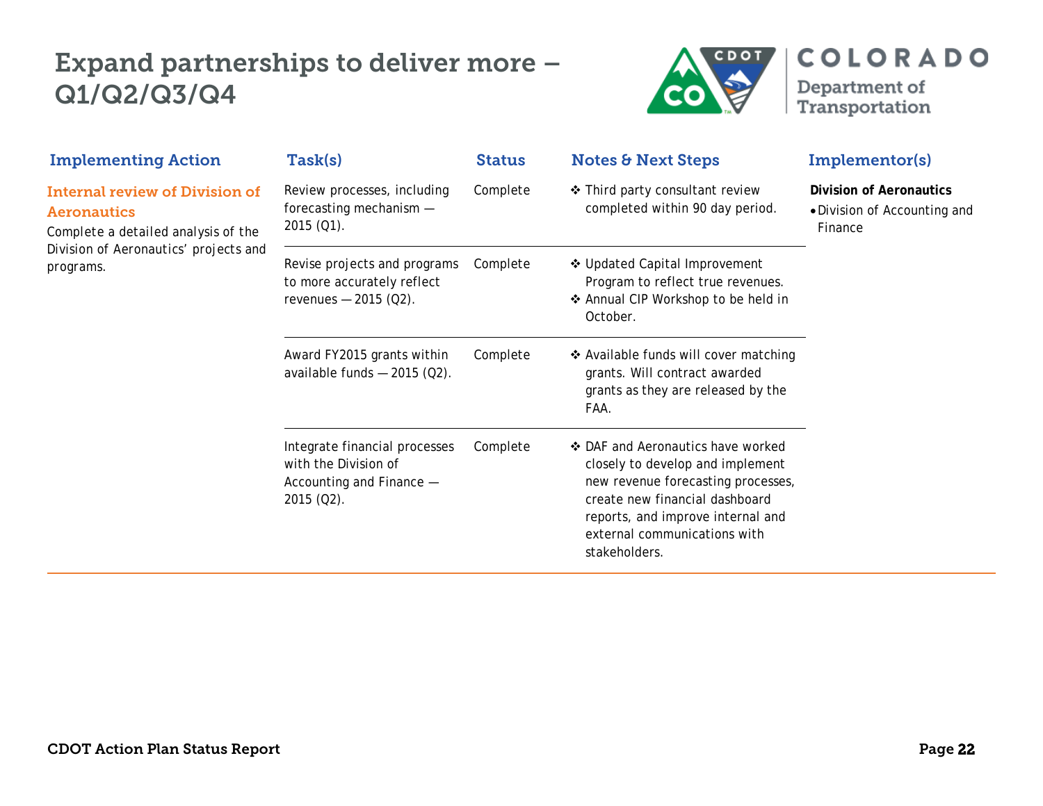# Expand partnerships to deliver more – Q1/Q2/Q3/Q4

| Implementing Action | Task(s) | Status | Notes & Next Steps | Implementor(s) |
|---|---|---|---|---|
| **Internal review of Division of Aeronautics**<br>Complete a detailed analysis of the Division of Aeronautics' projects and programs. | Review processes, including forecasting mechanism — 2015 (Q1). | Complete | ❖ Third party consultant review completed within 90 day period. | **Division of Aeronautics**<br>• Division of Accounting and Finance |
| | Revise projects and programs to more accurately reflect revenues — 2015 (Q2). | Complete | ❖ Updated Capital Improvement Program to reflect true revenues.<br>❖ Annual CIP Workshop to be held in October. | |
| | Award FY2015 grants within available funds — 2015 (Q2). | Complete | ❖ Available funds will cover matching grants. Will contract awarded grants as they are released by the FAA. | |
| | Integrate financial processes with the Division of Accounting and Finance — 2015 (Q2). | Complete | ❖ DAF and Aeronautics have worked closely to develop and implement new revenue forecasting processes, create new financial dashboard reports, and improve internal and external communications with stakeholders. | |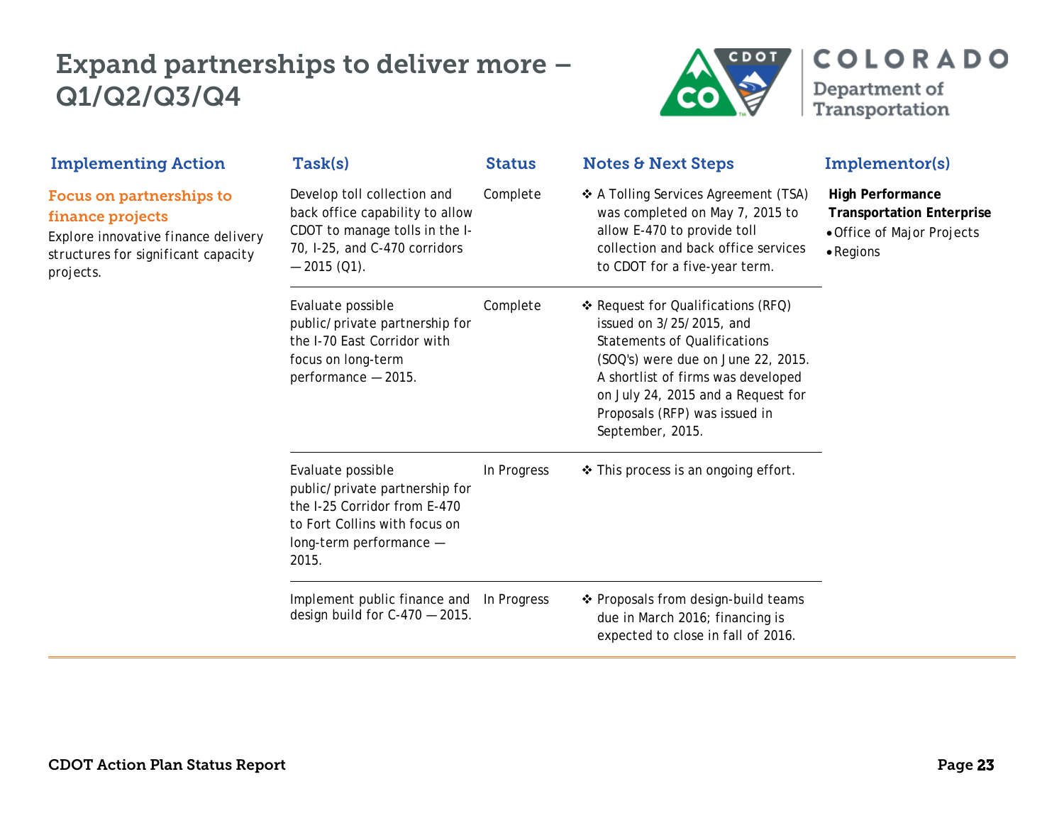# Expand partnerships to deliver more – Q1/Q2/Q3/Q4

| Implementing Action | Task(s) | Status | Notes & Next Steps | Implementor(s) |
|---|---|---|---|---|
| **Focus on partnerships to finance projects**<br>Explore innovative finance delivery structures for significant capacity projects. | Develop toll collection and back office capability to allow CDOT to manage tolls in the I-70, I-25, and C-470 corridors — 2015 (Q1). | Complete | ❖ A Tolling Services Agreement (TSA) was completed on May 7, 2015 to allow E-470 to provide toll collection and back office services to CDOT for a five-year term. | **High Performance Transportation Enterprise**<br>• Office of Major Projects<br>• Regions |
| | Evaluate possible public/private partnership for the I-70 East Corridor with focus on long-term performance — 2015. | Complete | ❖ Request for Qualifications (RFQ) issued on 3/25/2015, and Statements of Qualifications (SOQ's) were due on June 22, 2015. A shortlist of firms was developed on July 24, 2015 and a Request for Proposals (RFP) was issued in September, 2015. | |
| | Evaluate possible public/private partnership for the I-25 Corridor from E-470 to Fort Collins with focus on long-term performance — 2015. | In Progress | ❖ This process is an ongoing effort. | |
| | Implement public finance and design build for C-470 — 2015. | In Progress | ❖ Proposals from design-build teams due in March 2016; financing is expected to close in fall of 2016. | |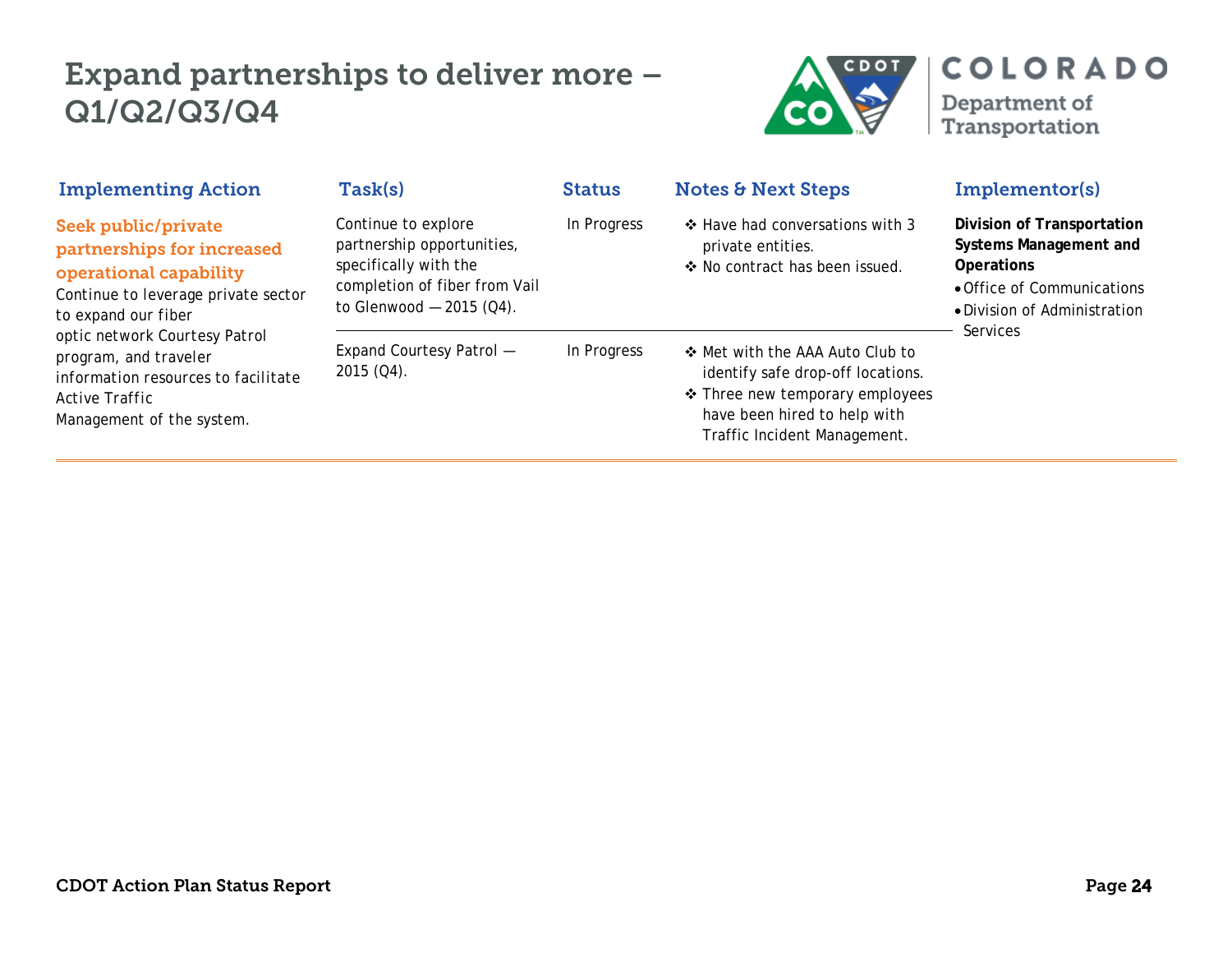# Expand partnerships to deliver more – Q1/Q2/Q3/Q4

| Implementing Action | Task(s) | Status | Notes & Next Steps | Implementor(s) |
|---|---|---|---|---|
| **Seek public/private partnerships for increased operational capability** Continue to leverage private sector to expand our fiber optic network Courtesy Patrol program, and traveler information resources to facilitate Active Traffic Management of the system. | Continue to explore partnership opportunities, specifically with the completion of fiber from Vail to Glenwood — 2015 (Q4). | In Progress | ❖ Have had conversations with 3 private entities.<br>❖ No contract has been issued. | **Division of Transportation Systems Management and Operations**<br>• Office of Communications<br>• Division of Administration Services |
| | Expand Courtesy Patrol — 2015 (Q4). | In Progress | ❖ Met with the AAA Auto Club to identify safe drop-off locations.<br>❖ Three new temporary employees have been hired to help with Traffic Incident Management. | |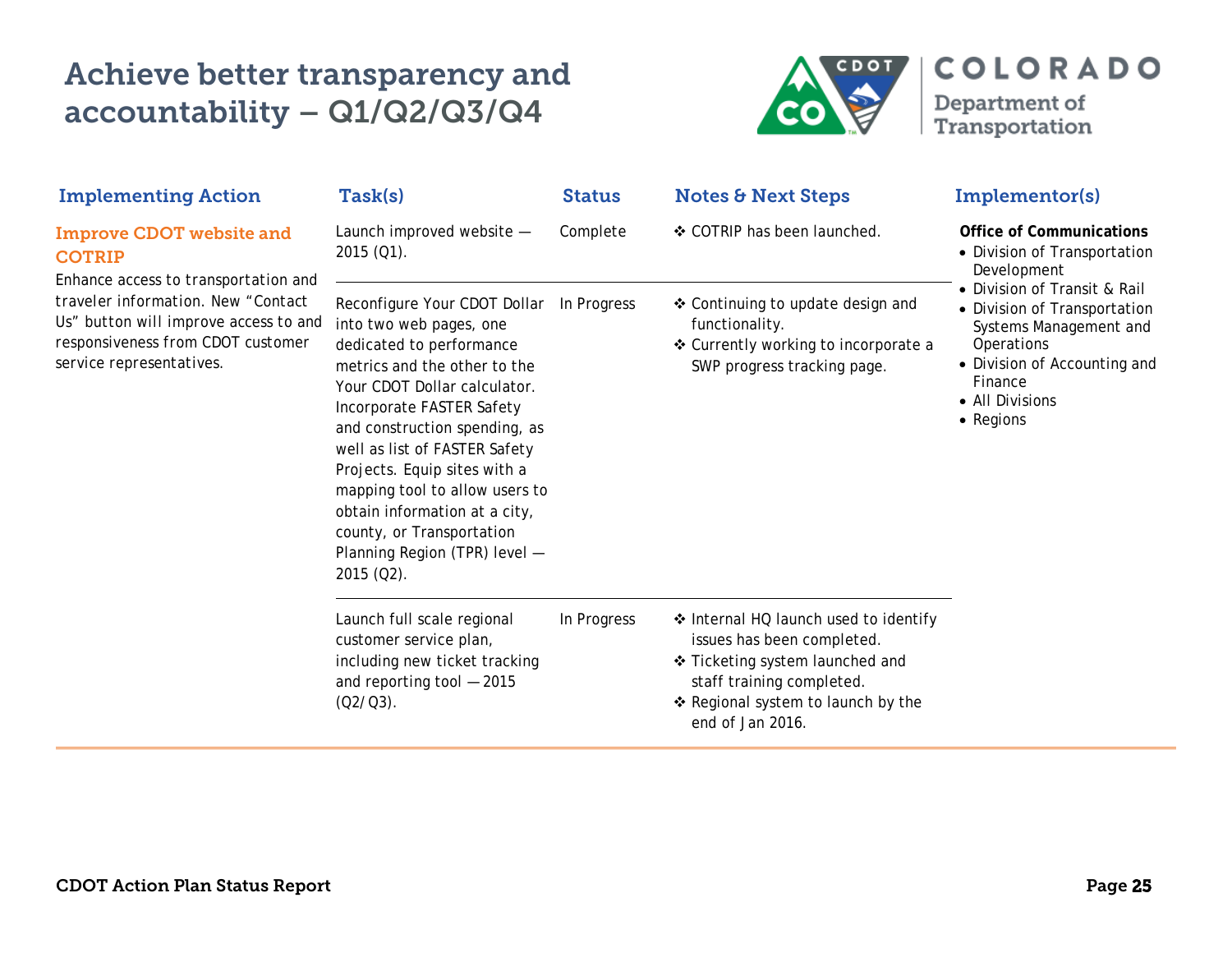# Achieve better transparency and accountability – Q1/Q2/Q3/Q4

| Implementing Action | Task(s) | Status | Notes & Next Steps | Implementor(s) |
|---|---|---|---|---|
| **Improve CDOT website and COTRIP**<br>Enhance access to transportation and traveler information. New "Contact Us" button will improve access to and responsiveness from CDOT customer service representatives. | Launch improved website — 2015 (Q1). | Complete | ❖ COTRIP has been launched. | **Office of Communications**<br>• Division of Transportation Development<br>• Division of Transit & Rail<br>• Division of Transportation Systems Management and Operations<br>• Division of Accounting and Finance<br>• All Divisions<br>• Regions |
| | Reconfigure Your CDOT Dollar into two web pages, one dedicated to performance metrics and the other to the Your CDOT Dollar calculator. Incorporate FASTER Safety and construction spending, as well as list of FASTER Safety Projects. Equip sites with a mapping tool to allow users to obtain information at a city, county, or Transportation Planning Region (TPR) level — 2015 (Q2). | In Progress | ❖ Continuing to update design and functionality.<br>❖ Currently working to incorporate a SWP progress tracking page. | |
| | Launch full scale regional customer service plan, including new ticket tracking and reporting tool — 2015 (Q2/Q3). | In Progress | ❖ Internal HQ launch used to identify issues has been completed.<br>❖ Ticketing system launched and staff training completed.<br>❖ Regional system to launch by the end of Jan 2016. | |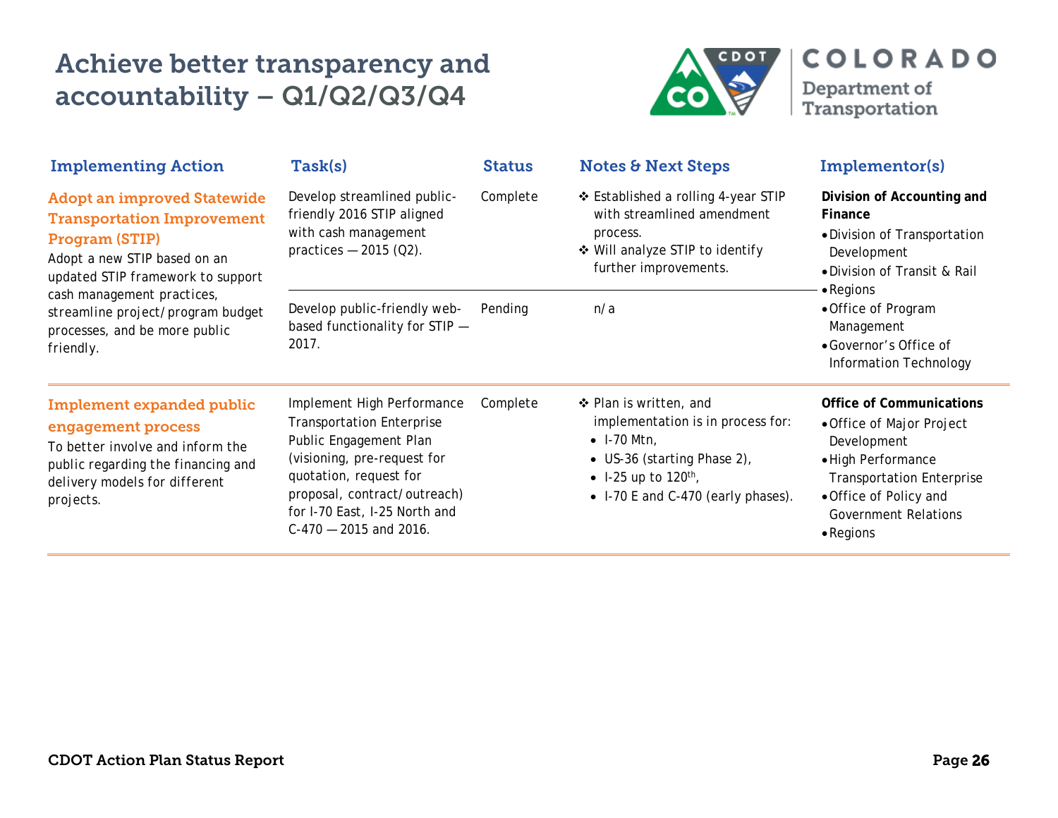# Achieve better transparency and accountability – Q1/Q2/Q3/Q4

| Implementing Action | Task(s) | Status | Notes & Next Steps | Implementor(s) |
|---|---|---|---|---|
| **Adopt an improved Statewide Transportation Improvement Program (STIP)**<br>Adopt a new STIP based on an updated STIP framework to support cash management practices, streamline project/program budget processes, and be more public friendly. | Develop streamlined public-friendly 2016 STIP aligned with cash management practices — 2015 (Q2). | Complete | ❖ Established a rolling 4-year STIP with streamlined amendment process.<br>❖ Will analyze STIP to identify further improvements. | **Division of Accounting and Finance**<br>• Division of Transportation Development<br>• Division of Transit & Rail<br>• Regions<br>• Office of Program Management<br>• Governor's Office of Information Technology |
| | Develop public-friendly web-based functionality for STIP — 2017. | Pending | n/a | |
| **Implement expanded public engagement process**<br>To better involve and inform the public regarding the financing and delivery models for different projects. | Implement High Performance Transportation Enterprise Public Engagement Plan (visioning, pre-request for quotation, request for proposal, contract/outreach) for I-70 East, I-25 North and C-470 — 2015 and 2016. | Complete | ❖ Plan is written, and implementation is in process for:<br>• I-70 Mtn,<br>• US-36 (starting Phase 2),<br>• I-25 up to 120th,<br>• I-70 E and C-470 (early phases). | **Office of Communications**<br>• Office of Major Project Development<br>• High Performance Transportation Enterprise<br>• Office of Policy and Government Relations<br>• Regions |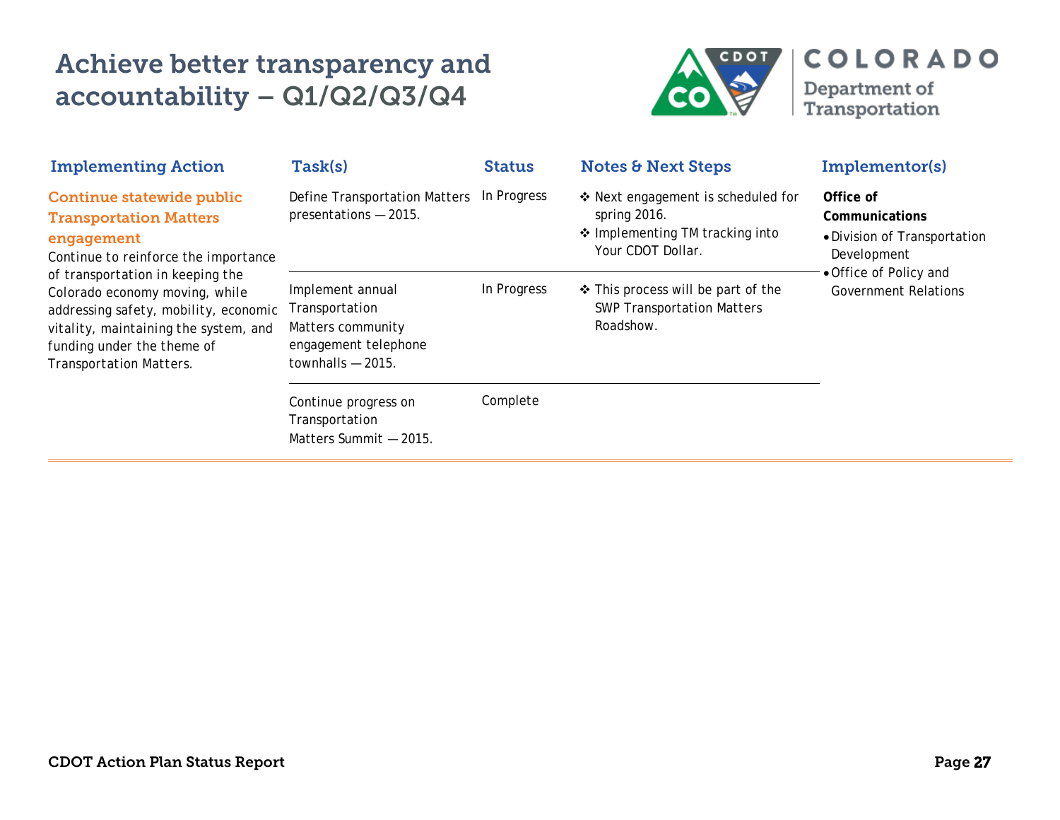# Achieve better transparency and accountability – Q1/Q2/Q3/Q4

COLORADO Department of Transportation

| Implementing Action | Task(s) | Status | Notes & Next Steps | Implementor(s) |
|---|---|---|---|---|
| **Continue statewide public Transportation Matters engagement** Continue to reinforce the importance of transportation in keeping the Colorado economy moving, while addressing safety, mobility, economic vitality, maintaining the system, and funding under the theme of Transportation Matters. | Define Transportation Matters presentations — 2015. | In Progress | ❖ Next engagement is scheduled for spring 2016. ❖ Implementing TM tracking into Your CDOT Dollar. | **Office of Communications** • Division of Transportation Development • Office of Policy and Government Relations |
| | Implement annual Transportation Matters community engagement telephone townhalls — 2015. | In Progress | ❖ This process will be part of the SWP Transportation Matters Roadshow. | |
| | Continue progress on Transportation Matters Summit — 2015. | Complete | | |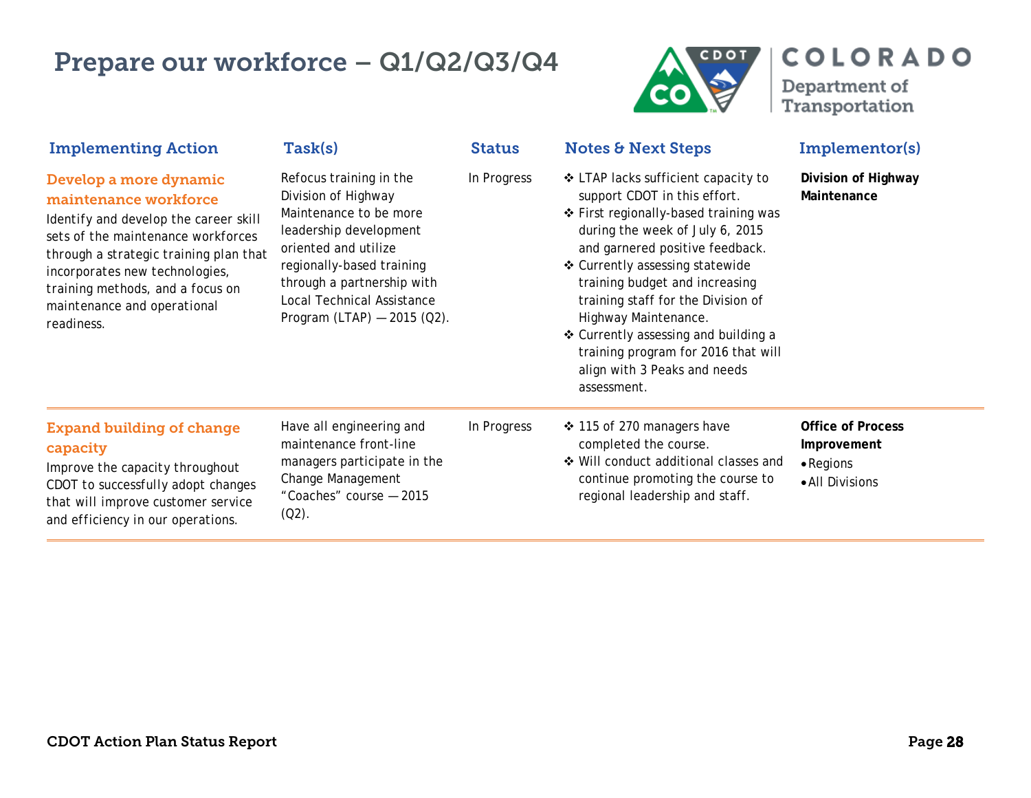# Prepare our workforce – Q1/Q2/Q3/Q4

| Implementing Action | Task(s) | Status | Notes & Next Steps | Implementor(s) |
|---|---|---|---|---|
| **Develop a more dynamic maintenance workforce**<br>Identify and develop the career skill sets of the maintenance workforces through a strategic training plan that incorporates new technologies, training methods, and a focus on maintenance and operational readiness. | Refocus training in the Division of Highway Maintenance to be more leadership development oriented and utilize regionally-based training through a partnership with Local Technical Assistance Program (LTAP) — 2015 (Q2). | In Progress | ❖ LTAP lacks sufficient capacity to support CDOT in this effort.<br>❖ First regionally-based training was during the week of July 6, 2015 and garnered positive feedback.<br>❖ Currently assessing statewide training budget and increasing training staff for the Division of Highway Maintenance.<br>❖ Currently assessing and building a training program for 2016 that will align with 3 Peaks and needs assessment. | **Division of Highway Maintenance** |
| **Expand building of change capacity**<br>Improve the capacity throughout CDOT to successfully adopt changes that will improve customer service and efficiency in our operations. | Have all engineering and maintenance front-line managers participate in the Change Management "Coaches" course — 2015 (Q2). | In Progress | ❖ 115 of 270 managers have completed the course.<br>❖ Will conduct additional classes and continue promoting the course to regional leadership and staff. | **Office of Process Improvement**<br>• Regions<br>• All Divisions |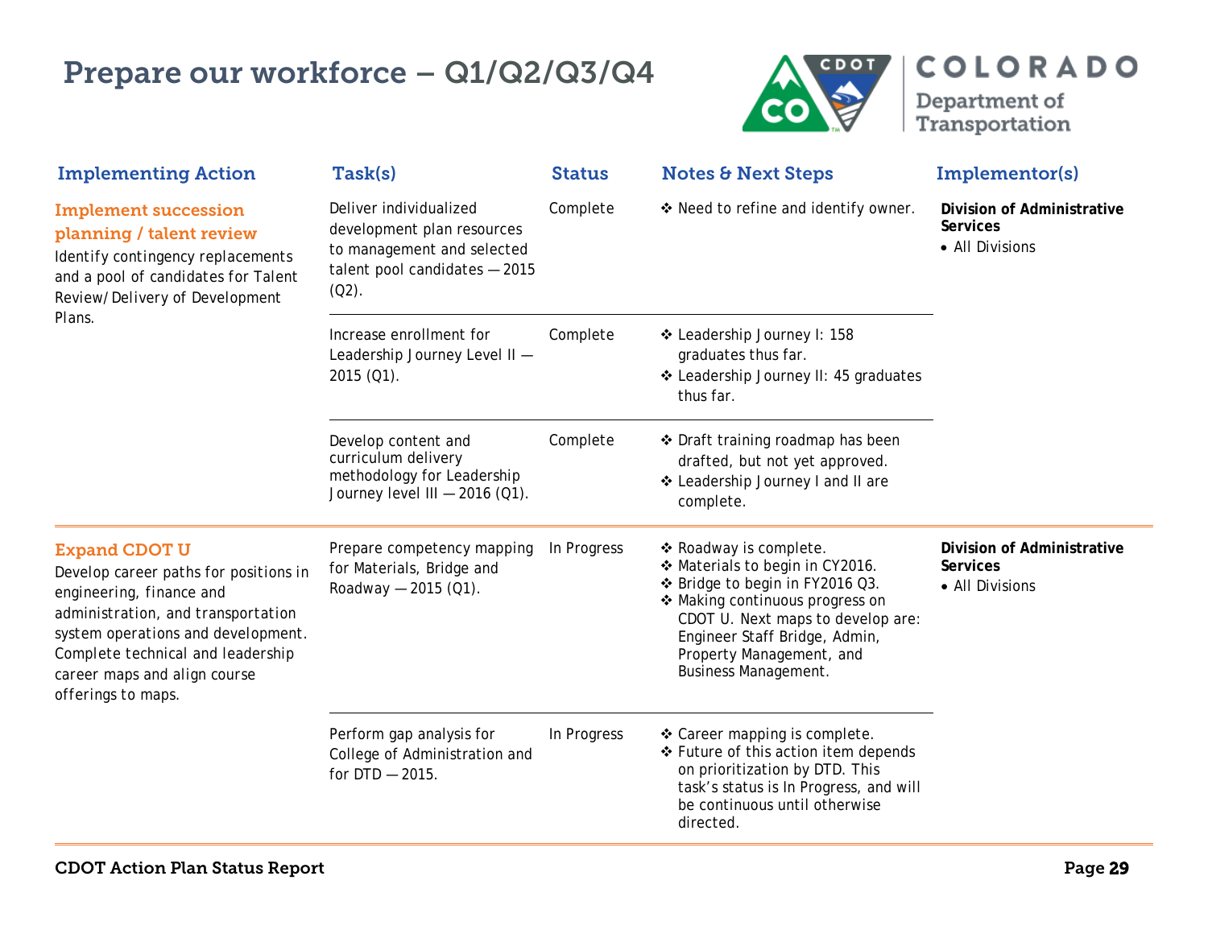# Prepare our workforce – Q1/Q2/Q3/Q4

| Implementing Action | Task(s) | Status | Notes & Next Steps | Implementor(s) |
|---|---|---|---|---|
| **Implement succession planning / talent review**<br>Identify contingency replacements and a pool of candidates for Talent Review/Delivery of Development Plans. | Deliver individualized development plan resources to management and selected talent pool candidates — 2015 (Q2). | Complete | ❖ Need to refine and identify owner. | **Division of Administrative Services**<br>• All Divisions |
| | Increase enrollment for Leadership Journey Level II — 2015 (Q1). | Complete | ❖ Leadership Journey I: 158 graduates thus far.<br>❖ Leadership Journey II: 45 graduates thus far. | |
| | Develop content and curriculum delivery methodology for Leadership Journey level III — 2016 (Q1). | Complete | ❖ Draft training roadmap has been drafted, but not yet approved.<br>❖ Leadership Journey I and II are complete. | |
| **Expand CDOT U**<br>Develop career paths for positions in engineering, finance and administration, and transportation system operations and development. Complete technical and leadership career maps and align course offerings to maps. | Prepare competency mapping for Materials, Bridge and Roadway — 2015 (Q1). | In Progress | ❖ Roadway is complete.<br>❖ Materials to begin in CY2016.<br>❖ Bridge to begin in FY2016 Q3.<br>❖ Making continuous progress on CDOT U. Next maps to develop are: Engineer Staff Bridge, Admin, Property Management, and Business Management. | **Division of Administrative Services**<br>• All Divisions |
| | Perform gap analysis for College of Administration and for DTD — 2015. | In Progress | ❖ Career mapping is complete.<br>❖ Future of this action item depends on prioritization by DTD. This task's status is In Progress, and will be continuous until otherwise directed. | |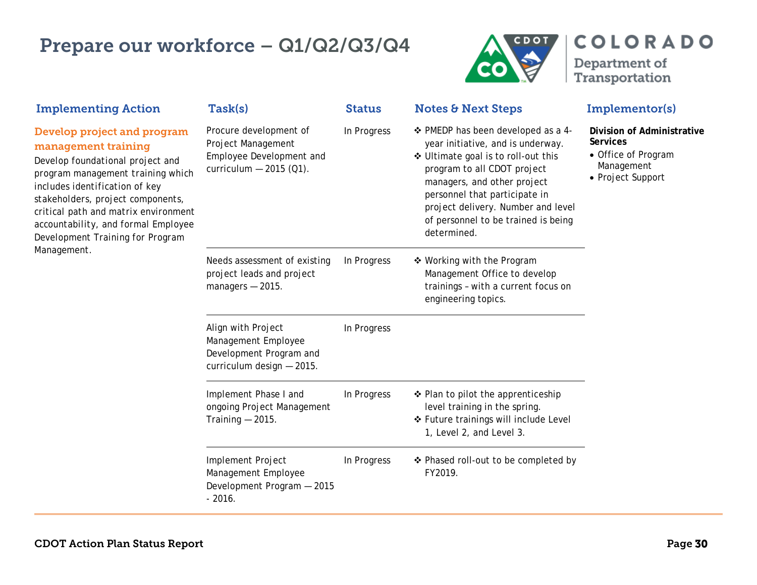# Prepare our workforce – Q1/Q2/Q3/Q4

| Implementing Action | Task(s) | Status | Notes & Next Steps | Implementor(s) |
|---|---|---|---|---|
| **Develop project and program management training**<br>Develop foundational project and program management training which includes identification of key stakeholders, project components, critical path and matrix environment accountability, and formal Employee Development Training for Program Management. | Procure development of Project Management Employee Development and curriculum — 2015 (Q1). | In Progress | ❖ PMEDP has been developed as a 4-year initiative, and is underway.<br>❖ Ultimate goal is to roll-out this program to all CDOT project managers, and other project personnel that participate in project delivery. Number and level of personnel to be trained is being determined. | **Division of Administrative Services**<br>• Office of Program Management<br>• Project Support |
| | Needs assessment of existing project leads and project managers — 2015. | In Progress | ❖ Working with the Program Management Office to develop trainings – with a current focus on engineering topics. | |
| | Align with Project Management Employee Development Program and curriculum design — 2015. | In Progress | | |
| | Implement Phase I and ongoing Project Management Training — 2015. | In Progress | ❖ Plan to pilot the apprenticeship level training in the spring.<br>❖ Future trainings will include Level 1, Level 2, and Level 3. | |
| | Implement Project Management Employee Development Program — 2015 - 2016. | In Progress | ❖ Phased roll-out to be completed by FY2019. | |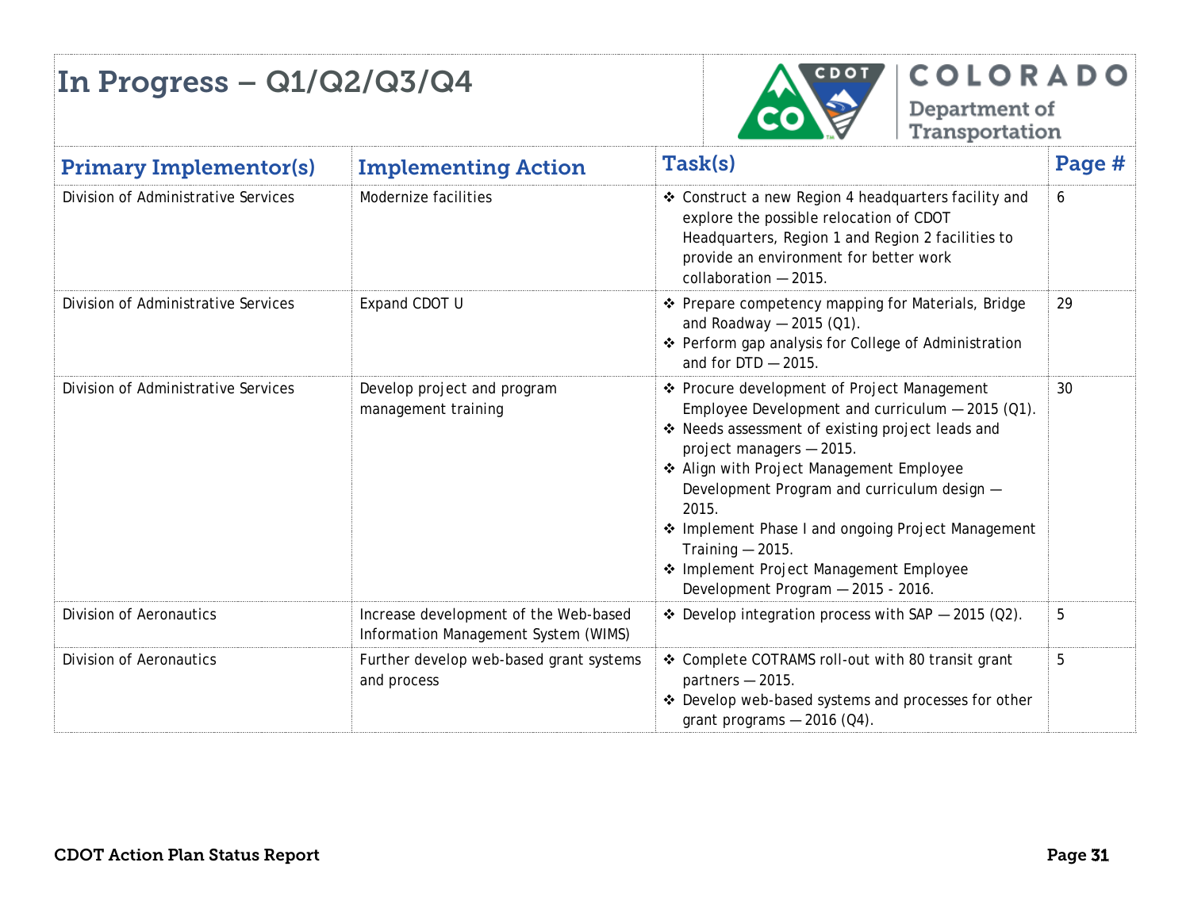# In Progress – Q1/Q2/Q3/Q4

| Primary Implementor(s) | Implementing Action | Task(s) | Page # |
|---|---|---|---|
| Division of Administrative Services | Modernize facilities | ❖ Construct a new Region 4 headquarters facility and explore the possible relocation of CDOT Headquarters, Region 1 and Region 2 facilities to provide an environment for better work collaboration — 2015. | 6 |
| Division of Administrative Services | Expand CDOT U | ❖ Prepare competency mapping for Materials, Bridge and Roadway — 2015 (Q1).<br>❖ Perform gap analysis for College of Administration and for DTD — 2015. | 29 |
| Division of Administrative Services | Develop project and program management training | ❖ Procure development of Project Management Employee Development and curriculum — 2015 (Q1).<br>❖ Needs assessment of existing project leads and project managers — 2015.<br>❖ Align with Project Management Employee Development Program and curriculum design — 2015.<br>❖ Implement Phase I and ongoing Project Management Training — 2015.<br>❖ Implement Project Management Employee Development Program — 2015 - 2016. | 30 |
| Division of Aeronautics | Increase development of the Web-based Information Management System (WIMS) | ❖ Develop integration process with SAP — 2015 (Q2). | 5 |
| Division of Aeronautics | Further develop web-based grant systems and process | ❖ Complete COTRAMS roll-out with 80 transit grant partners — 2015.<br>❖ Develop web-based systems and processes for other grant programs — 2016 (Q4). | 5 |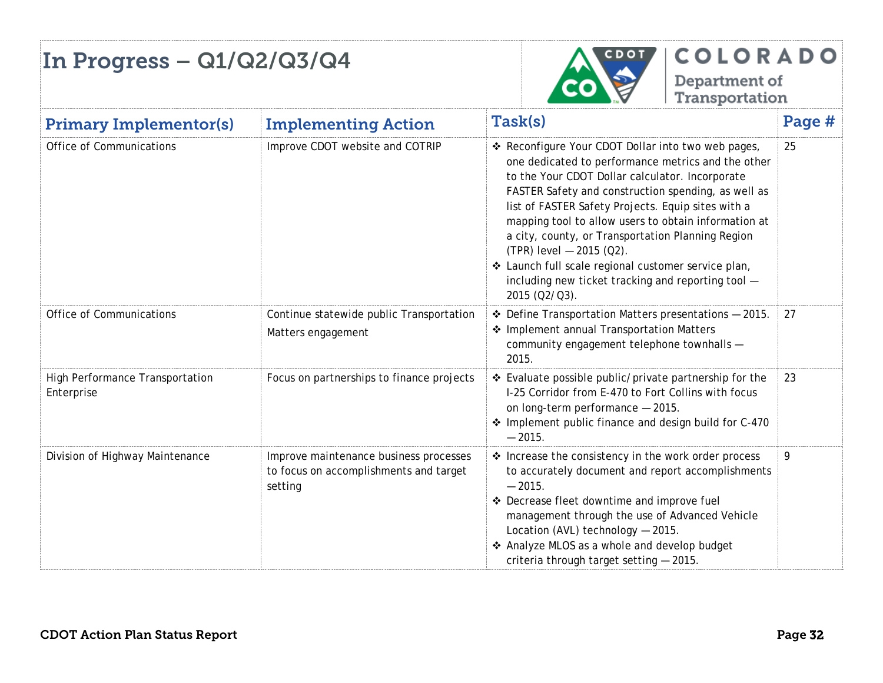# In Progress – Q1/Q2/Q3/Q4

| Primary Implementor(s) | Implementing Action | Task(s) | Page # |
|---|---|---|---|
| Office of Communications | Improve CDOT website and COTRIP | ❖ Reconfigure Your CDOT Dollar into two web pages, one dedicated to performance metrics and the other to the Your CDOT Dollar calculator. Incorporate FASTER Safety and construction spending, as well as list of FASTER Safety Projects. Equip sites with a mapping tool to allow users to obtain information at a city, county, or Transportation Planning Region (TPR) level — 2015 (Q2).<br>❖ Launch full scale regional customer service plan, including new ticket tracking and reporting tool — 2015 (Q2/Q3). | 25 |
| Office of Communications | Continue statewide public Transportation Matters engagement | ❖ Define Transportation Matters presentations — 2015.<br>❖ Implement annual Transportation Matters community engagement telephone townhalls — 2015. | 27 |
| High Performance Transportation Enterprise | Focus on partnerships to finance projects | ❖ Evaluate possible public/private partnership for the I-25 Corridor from E-470 to Fort Collins with focus on long-term performance — 2015.<br>❖ Implement public finance and design build for C-470 — 2015. | 23 |
| Division of Highway Maintenance | Improve maintenance business processes to focus on accomplishments and target setting | ❖ Increase the consistency in the work order process to accurately document and report accomplishments — 2015.<br>❖ Decrease fleet downtime and improve fuel management through the use of Advanced Vehicle Location (AVL) technology — 2015.<br>❖ Analyze MLOS as a whole and develop budget criteria through target setting — 2015. | 9 |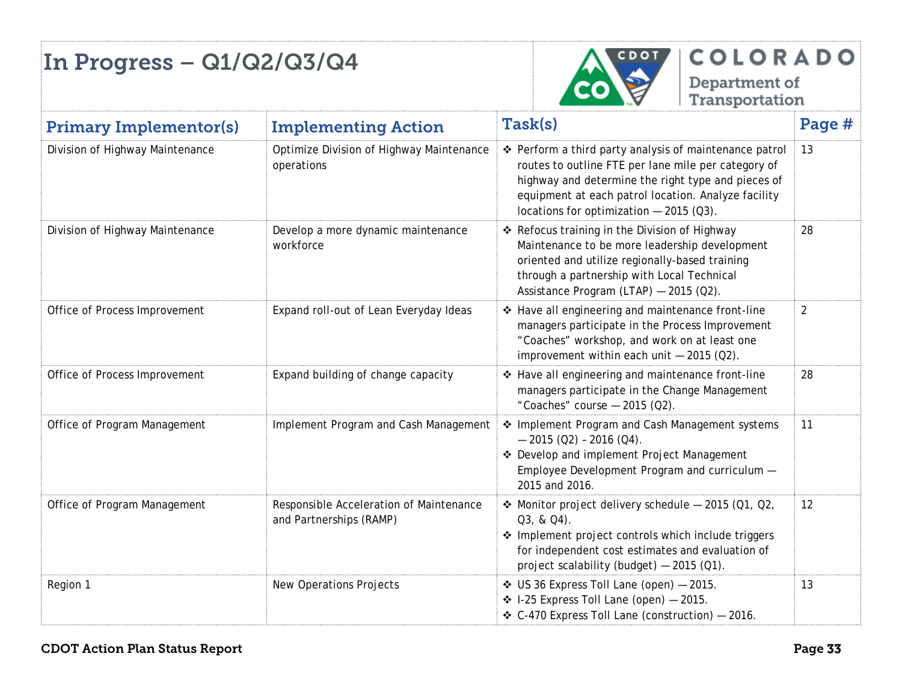# In Progress – Q1/Q2/Q3/Q4

| Primary Implementor(s) | Implementing Action | Task(s) | Page # |
|---|---|---|---|
| Division of Highway Maintenance | Optimize Division of Highway Maintenance operations | ❖ Perform a third party analysis of maintenance patrol routes to outline FTE per lane mile per category of highway and determine the right type and pieces of equipment at each patrol location. Analyze facility locations for optimization — 2015 (Q3). | 13 |
| Division of Highway Maintenance | Develop a more dynamic maintenance workforce | ❖ Refocus training in the Division of Highway Maintenance to be more leadership development oriented and utilize regionally-based training through a partnership with Local Technical Assistance Program (LTAP) — 2015 (Q2). | 28 |
| Office of Process Improvement | Expand roll-out of Lean Everyday Ideas | ❖ Have all engineering and maintenance front-line managers participate in the Process Improvement "Coaches" workshop, and work on at least one improvement within each unit — 2015 (Q2). | 2 |
| Office of Process Improvement | Expand building of change capacity | ❖ Have all engineering and maintenance front-line managers participate in the Change Management "Coaches" course — 2015 (Q2). | 28 |
| Office of Program Management | Implement Program and Cash Management | ❖ Implement Program and Cash Management systems — 2015 (Q2) – 2016 (Q4).<br>❖ Develop and implement Project Management Employee Development Program and curriculum — 2015 and 2016. | 11 |
| Office of Program Management | Responsible Acceleration of Maintenance and Partnerships (RAMP) | ❖ Monitor project delivery schedule — 2015 (Q1, Q2, Q3, & Q4).<br>❖ Implement project controls which include triggers for independent cost estimates and evaluation of project scalability (budget) — 2015 (Q1). | 12 |
| Region 1 | New Operations Projects | ❖ US 36 Express Toll Lane (open) — 2015.<br>❖ I-25 Express Toll Lane (open) — 2015.<br>❖ C-470 Express Toll Lane (construction) — 2016. | 13 |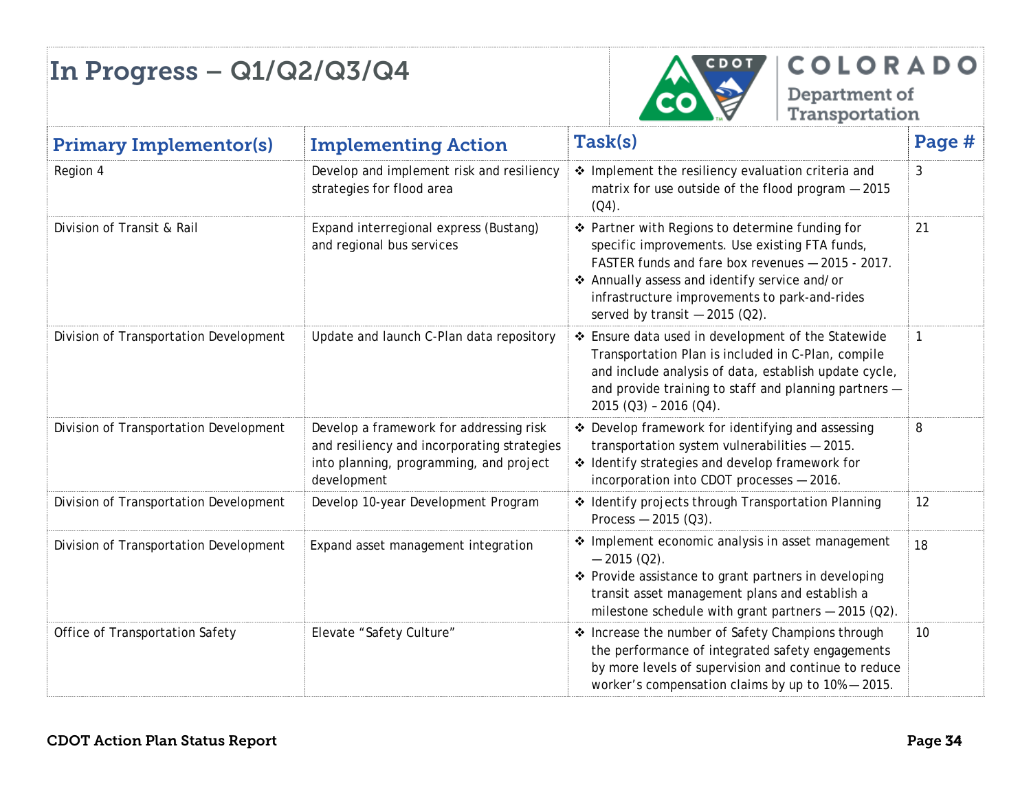# In Progress – Q1/Q2/Q3/Q4

| Primary Implementor(s) | Implementing Action | Task(s) | Page # |
|---|---|---|---|
| Region 4 | Develop and implement risk and resiliency strategies for flood area | ❖ Implement the resiliency evaluation criteria and matrix for use outside of the flood program — 2015 (Q4). | 3 |
| Division of Transit & Rail | Expand interregional express (Bustang) and regional bus services | ❖ Partner with Regions to determine funding for specific improvements. Use existing FTA funds, FASTER funds and fare box revenues — 2015 - 2017.<br>❖ Annually assess and identify service and/or infrastructure improvements to park-and-rides served by transit — 2015 (Q2). | 21 |
| Division of Transportation Development | Update and launch C-Plan data repository | ❖ Ensure data used in development of the Statewide Transportation Plan is included in C-Plan, compile and include analysis of data, establish update cycle, and provide training to staff and planning partners — 2015 (Q3) – 2016 (Q4). | 1 |
| Division of Transportation Development | Develop a framework for addressing risk and resiliency and incorporating strategies into planning, programming, and project development | ❖ Develop framework for identifying and assessing transportation system vulnerabilities — 2015.<br>❖ Identify strategies and develop framework for incorporation into CDOT processes — 2016. | 8 |
| Division of Transportation Development | Develop 10-year Development Program | ❖ Identify projects through Transportation Planning Process — 2015 (Q3). | 12 |
| Division of Transportation Development | Expand asset management integration | ❖ Implement economic analysis in asset management — 2015 (Q2).<br>❖ Provide assistance to grant partners in developing transit asset management plans and establish a milestone schedule with grant partners — 2015 (Q2). | 18 |
| Office of Transportation Safety | Elevate "Safety Culture" | ❖ Increase the number of Safety Champions through the performance of integrated safety engagements by more levels of supervision and continue to reduce worker's compensation claims by up to 10% — 2015. | 10 |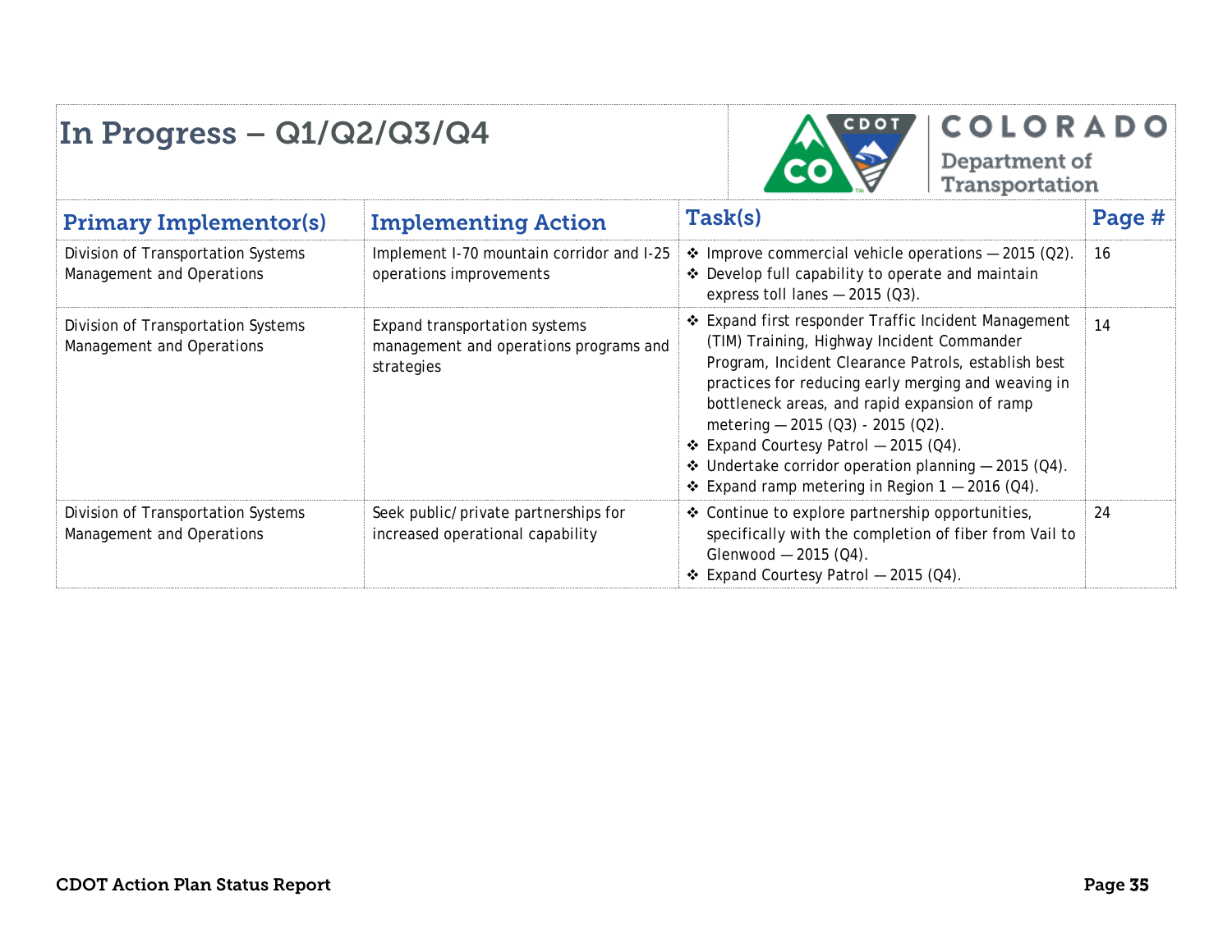# In Progress – Q1/Q2/Q3/Q4

| Primary Implementor(s) | Implementing Action | Task(s) | Page # |
|---|---|---|---|
| Division of Transportation Systems Management and Operations | Implement I-70 mountain corridor and I-25 operations improvements | ❖ Improve commercial vehicle operations — 2015 (Q2).<br>❖ Develop full capability to operate and maintain express toll lanes — 2015 (Q3). | 16 |
| Division of Transportation Systems Management and Operations | Expand transportation systems management and operations programs and strategies | ❖ Expand first responder Traffic Incident Management (TIM) Training, Highway Incident Commander Program, Incident Clearance Patrols, establish best practices for reducing early merging and weaving in bottleneck areas, and rapid expansion of ramp metering — 2015 (Q3) - 2015 (Q2).<br>❖ Expand Courtesy Patrol — 2015 (Q4).<br>❖ Undertake corridor operation planning — 2015 (Q4).<br>❖ Expand ramp metering in Region 1 — 2016 (Q4). | 14 |
| Division of Transportation Systems Management and Operations | Seek public/private partnerships for increased operational capability | ❖ Continue to explore partnership opportunities, specifically with the completion of fiber from Vail to Glenwood — 2015 (Q4).<br>❖ Expand Courtesy Patrol — 2015 (Q4). | 24 |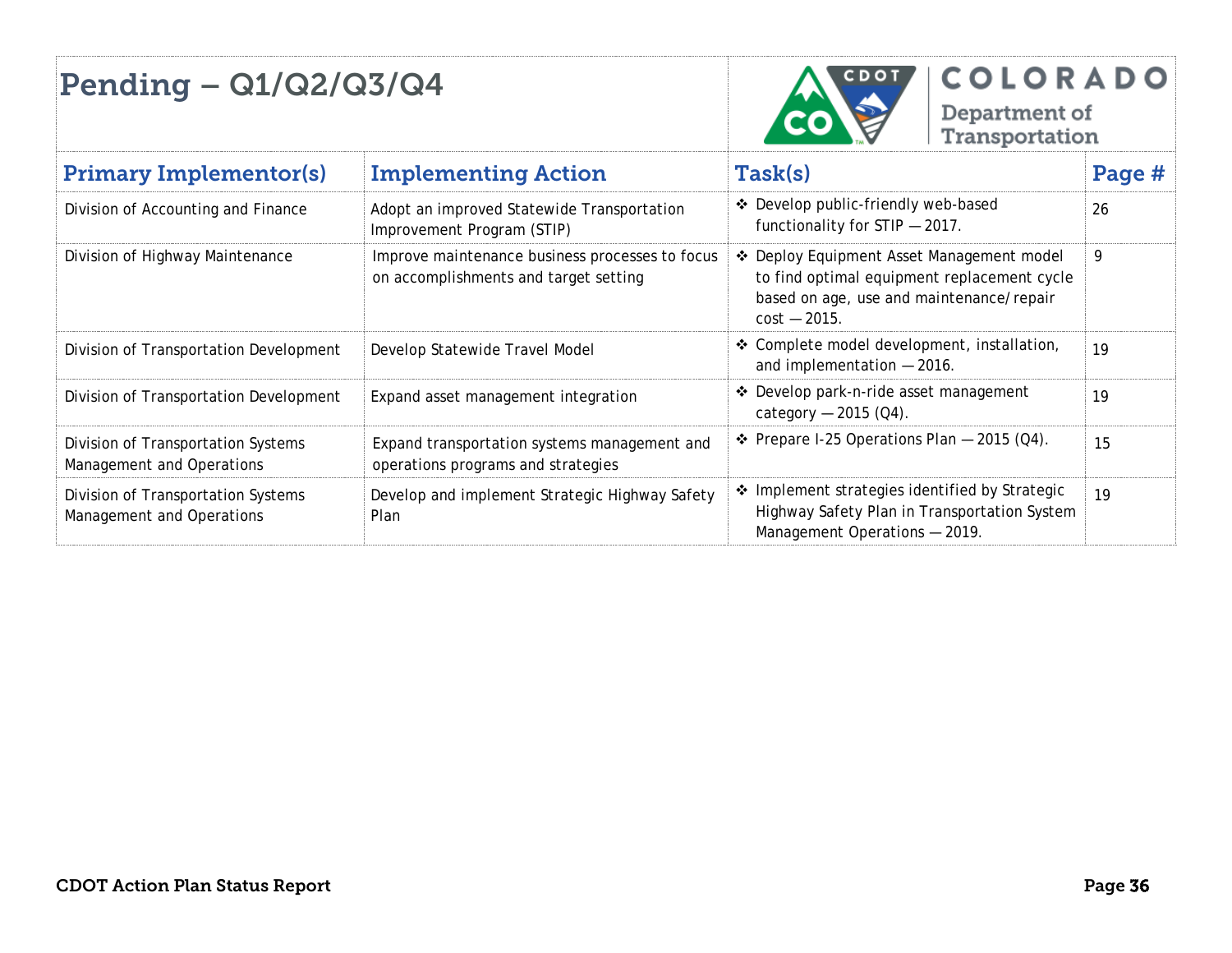# Pending – Q1/Q2/Q3/Q4

| Primary Implementor(s) | Implementing Action | Task(s) | Page # |
|---|---|---|---|
| Division of Accounting and Finance | Adopt an improved Statewide Transportation Improvement Program (STIP) | ❖ Develop public-friendly web-based functionality for STIP — 2017. | 26 |
| Division of Highway Maintenance | Improve maintenance business processes to focus on accomplishments and target setting | ❖ Deploy Equipment Asset Management model to find optimal equipment replacement cycle based on age, use and maintenance/repair cost — 2015. | 9 |
| Division of Transportation Development | Develop Statewide Travel Model | ❖ Complete model development, installation, and implementation — 2016. | 19 |
| Division of Transportation Development | Expand asset management integration | ❖ Develop park-n-ride asset management category — 2015 (Q4). | 19 |
| Division of Transportation Systems Management and Operations | Expand transportation systems management and operations programs and strategies | ❖ Prepare I-25 Operations Plan — 2015 (Q4). | 15 |
| Division of Transportation Systems Management and Operations | Develop and implement Strategic Highway Safety Plan | ❖ Implement strategies identified by Strategic Highway Safety Plan in Transportation System Management Operations — 2019. | 19 |